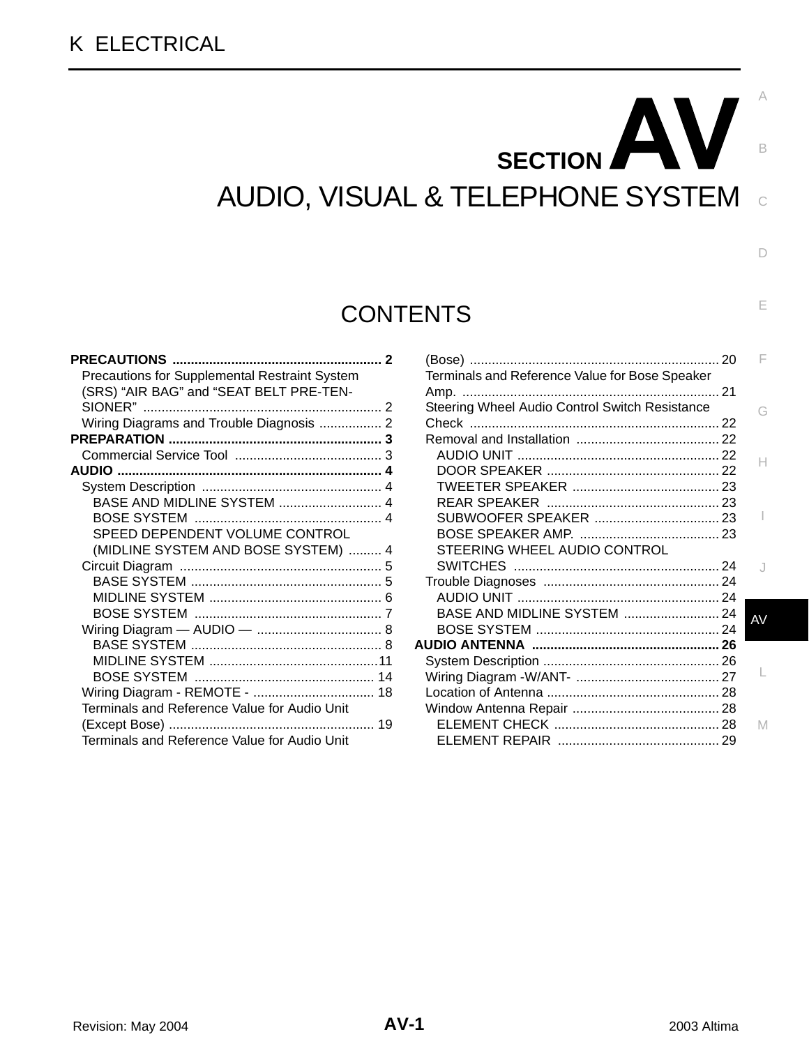# K ELECTRICAL

# SECTION AV

# AUDIO, VISUAL & TELEPHONE SYSTEM

## CONTENTS

**PRECAUTIONS** .......... 2
- Precautions for Supplemental Restraint System (SRS) "AIR BAG" and "SEAT BELT PRE-TENSIONER" .......... 2
- Wiring Diagrams and Trouble Diagnosis .......... 2

**PREPARATION** .......... 3
- Commercial Service Tool .......... 3

**AUDIO** .......... 4
- System Description .......... 4
  - BASE AND MIDLINE SYSTEM .......... 4
  - BOSE SYSTEM .......... 4
  - SPEED DEPENDENT VOLUME CONTROL (MIDLINE SYSTEM AND BOSE SYSTEM) .......... 4
- Circuit Diagram .......... 5
  - BASE SYSTEM .......... 5
  - MIDLINE SYSTEM .......... 6
  - BOSE SYSTEM .......... 7
- Wiring Diagram — AUDIO — .......... 8
  - BASE SYSTEM .......... 8
  - MIDLINE SYSTEM .......... 11
  - BOSE SYSTEM .......... 14
- Wiring Diagram - REMOTE - .......... 18
- Terminals and Reference Value for Audio Unit (Except Bose) .......... 19
- Terminals and Reference Value for Audio Unit (Bose) .......... 20
- Terminals and Reference Value for Bose Speaker Amp. .......... 21
- Steering Wheel Audio Control Switch Resistance Check .......... 22
- Removal and Installation .......... 22
  - AUDIO UNIT .......... 22
  - DOOR SPEAKER .......... 22
  - TWEETER SPEAKER .......... 23
  - REAR SPEAKER .......... 23
  - SUBWOOFER SPEAKER .......... 23
  - BOSE SPEAKER AMP. .......... 23
  - STEERING WHEEL AUDIO CONTROL SWITCHES .......... 24
- Trouble Diagnoses .......... 24
  - AUDIO UNIT .......... 24
  - BASE AND MIDLINE SYSTEM .......... 24
  - BOSE SYSTEM .......... 24

**AUDIO ANTENNA** .......... 26
- System Description .......... 26
- Wiring Diagram -W/ANT- .......... 27
- Location of Antenna .......... 28
- Window Antenna Repair .......... 28
  - ELEMENT CHECK .......... 28
  - ELEMENT REPAIR .......... 29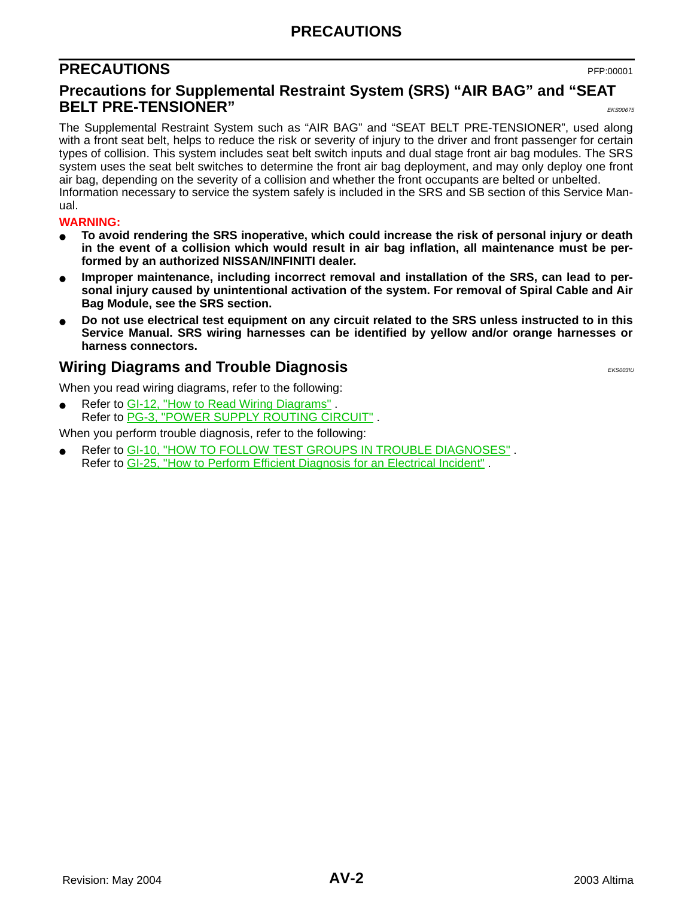## PRECAUTIONS

PFP:00001

### Precautions for Supplemental Restraint System (SRS) “AIR BAG” and “SEAT BELT PRE-TENSIONER”

*EKS00675*

The Supplemental Restraint System such as “AIR BAG” and “SEAT BELT PRE-TENSIONER”, used along with a front seat belt, helps to reduce the risk or severity of injury to the driver and front passenger for certain types of collision. This system includes seat belt switch inputs and dual stage front air bag modules. The SRS system uses the seat belt switches to determine the front air bag deployment, and may only deploy one front air bag, depending on the severity of a collision and whether the front occupants are belted or unbelted.
Information necessary to service the system safely is included in the SRS and SB section of this Service Manual.

**WARNING:**

- **To avoid rendering the SRS inoperative, which could increase the risk of personal injury or death in the event of a collision which would result in air bag inflation, all maintenance must be performed by an authorized NISSAN/INFINITI dealer.**
- **Improper maintenance, including incorrect removal and installation of the SRS, can lead to personal injury caused by unintentional activation of the system. For removal of Spiral Cable and Air Bag Module, see the SRS section.**
- **Do not use electrical test equipment on any circuit related to the SRS unless instructed to in this Service Manual. SRS wiring harnesses can be identified by yellow and/or orange harnesses or harness connectors.**

### Wiring Diagrams and Trouble Diagnosis

*EKS003IU*

When you read wiring diagrams, refer to the following:

- Refer to GI-12, "How to Read Wiring Diagrams" .
  Refer to PG-3, "POWER SUPPLY ROUTING CIRCUIT" .

When you perform trouble diagnosis, refer to the following:

- Refer to GI-10, "HOW TO FOLLOW TEST GROUPS IN TROUBLE DIAGNOSES" .
  Refer to GI-25, "How to Perform Efficient Diagnosis for an Electrical Incident" .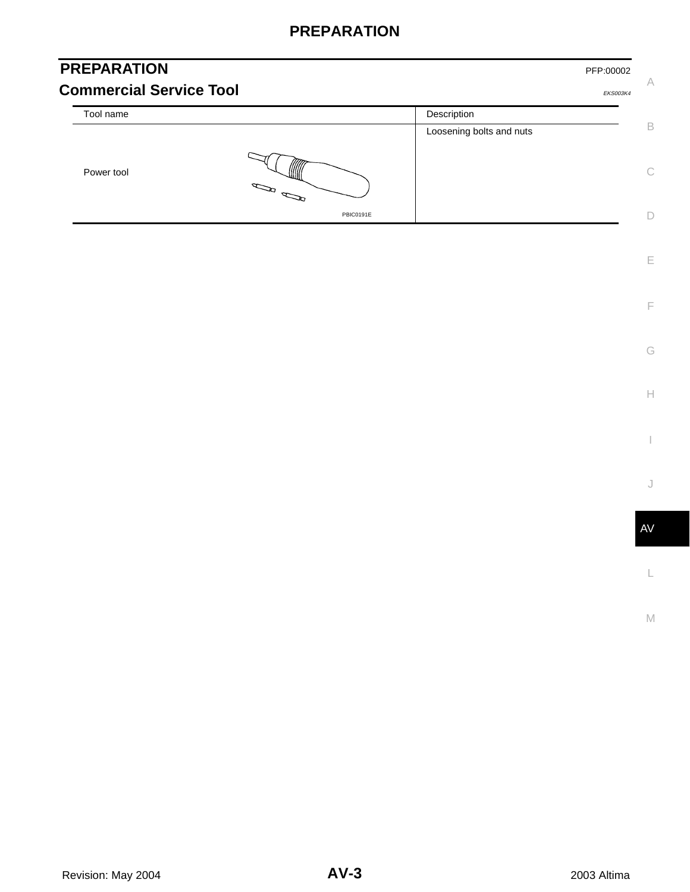# PREPARATION

PFP:00002

## Commercial Service Tool

*EKS003K4*

| Tool name | Description |
| --- | --- |
| Power tool<br>PBIC0191E | Loosening bolts and nuts |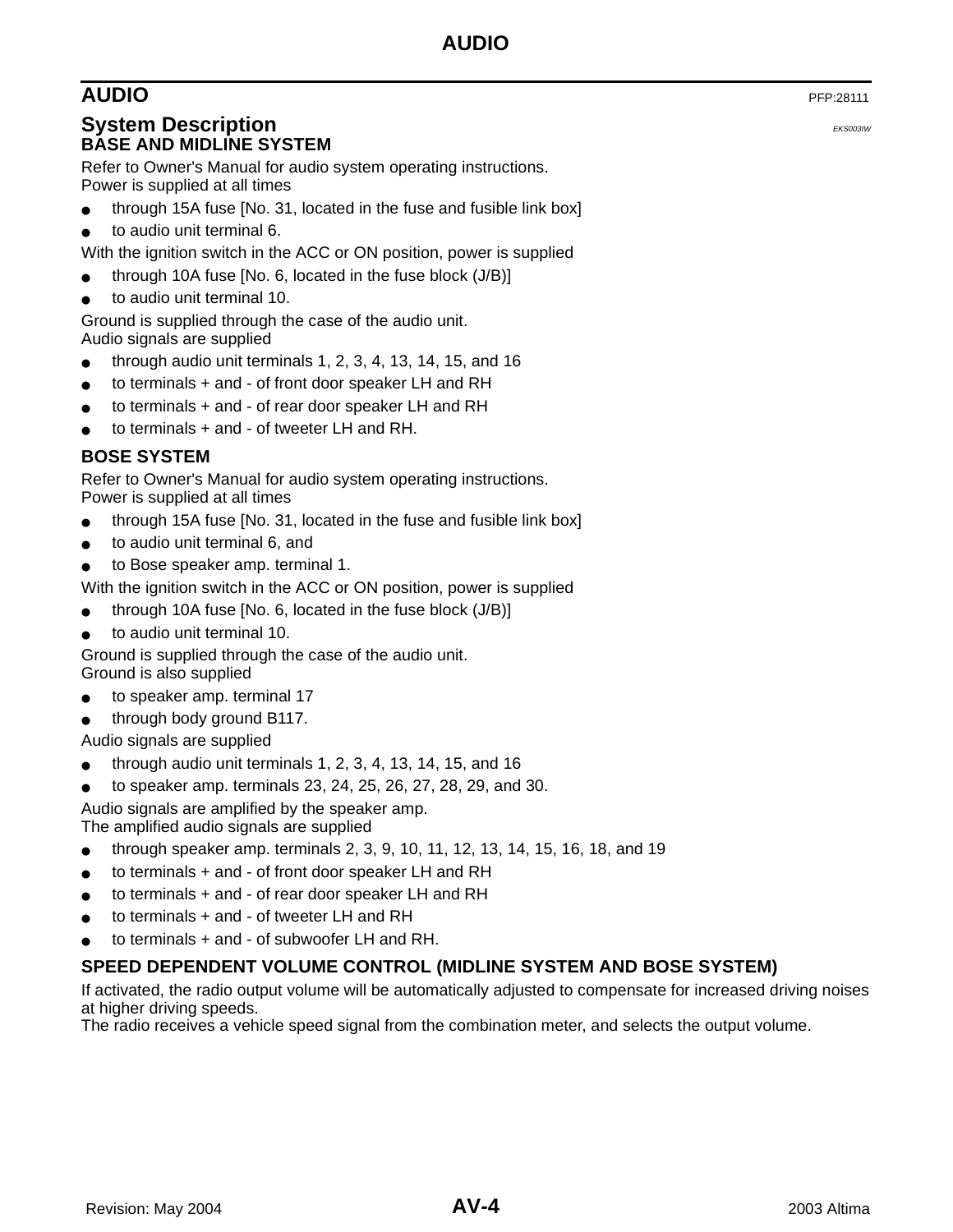# AUDIO

PFP:28111

## System Description

EKS003IW

### BASE AND MIDLINE SYSTEM

Refer to Owner's Manual for audio system operating instructions.
Power is supplied at all times

- through 15A fuse [No. 31, located in the fuse and fusible link box]
- to audio unit terminal 6.

With the ignition switch in the ACC or ON position, power is supplied

- through 10A fuse [No. 6, located in the fuse block (J/B)]
- to audio unit terminal 10.

Ground is supplied through the case of the audio unit.
Audio signals are supplied

- through audio unit terminals 1, 2, 3, 4, 13, 14, 15, and 16
- to terminals + and - of front door speaker LH and RH
- to terminals + and - of rear door speaker LH and RH
- to terminals + and - of tweeter LH and RH.

### BOSE SYSTEM

Refer to Owner's Manual for audio system operating instructions.
Power is supplied at all times

- through 15A fuse [No. 31, located in the fuse and fusible link box]
- to audio unit terminal 6, and
- to Bose speaker amp. terminal 1.

With the ignition switch in the ACC or ON position, power is supplied

- through 10A fuse [No. 6, located in the fuse block (J/B)]
- to audio unit terminal 10.

Ground is supplied through the case of the audio unit.
Ground is also supplied

- to speaker amp. terminal 17
- through body ground B117.

Audio signals are supplied

- through audio unit terminals 1, 2, 3, 4, 13, 14, 15, and 16
- to speaker amp. terminals 23, 24, 25, 26, 27, 28, 29, and 30.

Audio signals are amplified by the speaker amp.
The amplified audio signals are supplied

- through speaker amp. terminals 2, 3, 9, 10, 11, 12, 13, 14, 15, 16, 18, and 19
- to terminals + and - of front door speaker LH and RH
- to terminals + and - of rear door speaker LH and RH
- to terminals + and - of tweeter LH and RH
- to terminals + and - of subwoofer LH and RH.

### SPEED DEPENDENT VOLUME CONTROL (MIDLINE SYSTEM AND BOSE SYSTEM)

If activated, the radio output volume will be automatically adjusted to compensate for increased driving noises at higher driving speeds.
The radio receives a vehicle speed signal from the combination meter, and selects the output volume.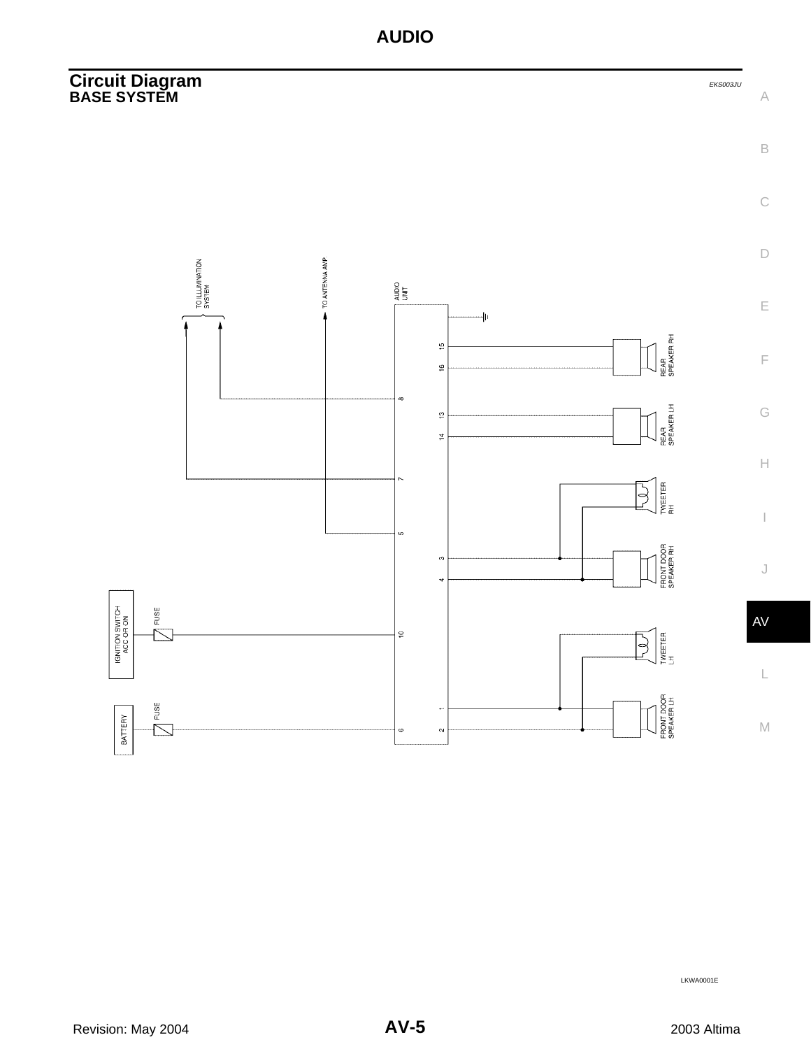## Circuit Diagram

EKS003JU

### BASE SYSTEM

TO ILLUMINATION SYSTEM

TO ANTENNA AMP

AUDIO UNIT

15
16
8
13
14
7
5
3
4
10
1
6
2

REAR SPEAKER RH

REAR SPEAKER LH

TWEETER RH

FRONT DOOR SPEAKER RH

TWEETER LH

FRONT DOOR SPEAKER LH

IGNITION SWITCH ACC OR ON

FUSE

BATTERY

FUSE

LKWA0001E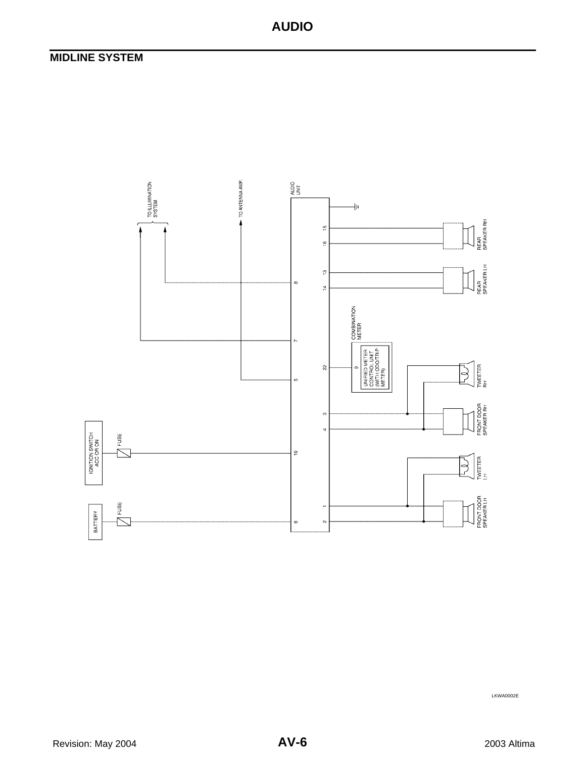## MIDLINE SYSTEM

TO ILLUMINATION SYSTEM

TO ANTENNA AMP.

AUDIO UNIT

REAR SPEAKER RH

REAR SPEAKER LH

COMBINATION METER

UNIFIED METER CONTROL UNIT (WITH ODO/TRIP METER)

TWEETER RH

FRONT DOOR SPEAKER RH

IGNITION SWITCH ACC OR ON

FUSE

TWEETER LH

BATTERY

FUSE

FRONT DOOR SPEAKER LH

15 16 13 14 8 7 22 9 5 3 4 10 1 2 6

LKWA0002E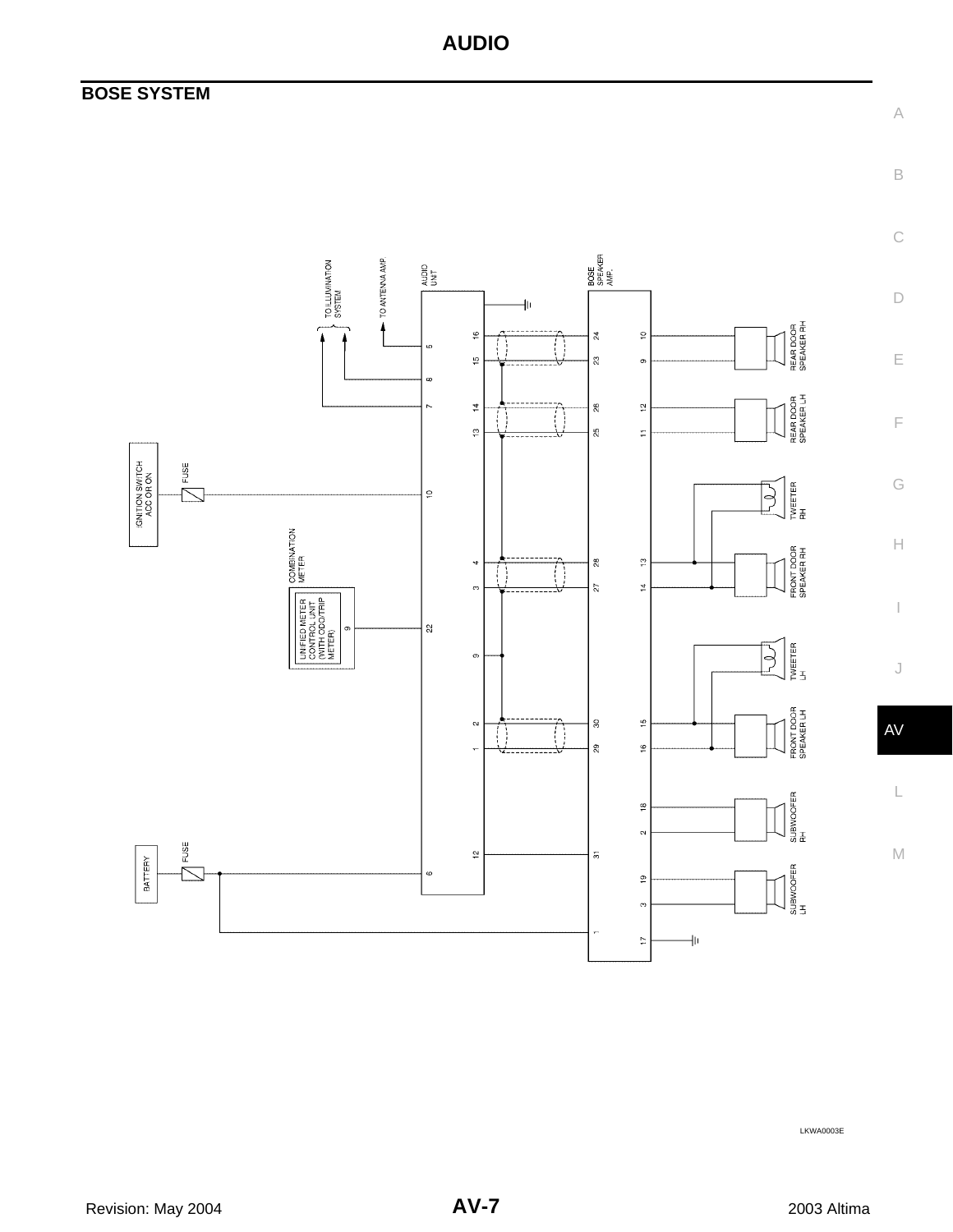## BOSE SYSTEM

TO ILLUMINATION SYSTEM

TO ANTENNA AMP.

AUDIO UNIT

BOSE SPEAKER AMP.

IGNITION SWITCH ACC OR ON

FUSE

COMBINATION METER

UNIFIED METER CONTROL UNIT (WITH ODO/TRIP METER)

BATTERY

FUSE

REAR DOOR SPEAKER RH

REAR DOOR SPEAKER LH

TWEETER RH

FRONT DOOR SPEAKER RH

TWEETER LH

FRONT DOOR SPEAKER LH

SUBWOOFER RH

SUBWOOFER LH

LKWA0003E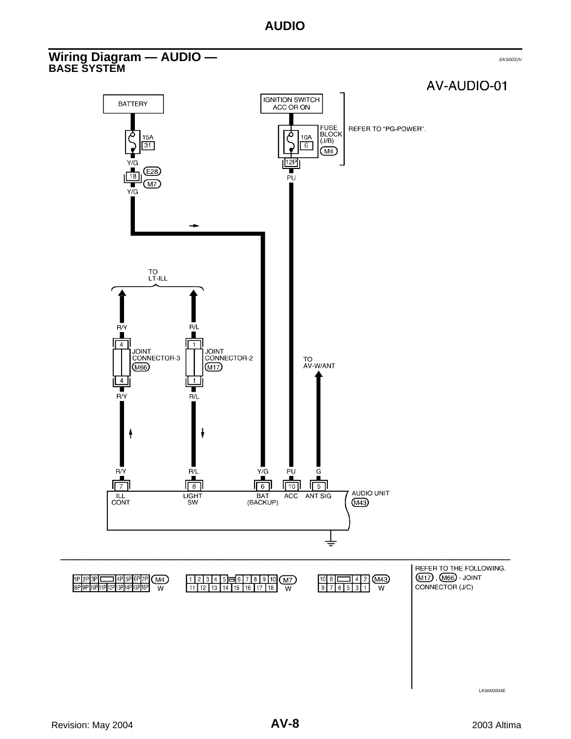## Wiring Diagram — AUDIO —

EKS003JV

### BASE SYSTEM

AV-AUDIO-01

BATTERY

15A 31

Y/G

18 E28 M7

Y/G

IGNITION SWITCH ACC OR ON

10A 6 FUSE BLOCK (J/B) M4

REFER TO "PG-POWER".

12P

PU

TO LT-ILL

R/Y

4 JOINT CONNECTOR-3 M66 4

R/Y

R/L

1 JOINT CONNECTOR-2 M17 1

R/L

TO AV-W/ANT

R/Y R/L Y/G PU G

7 ILL CONT

8 LIGHT SW

6 BAT (BACKUP)

10 ACC

5 ANT SIG

AUDIO UNIT M43

| 1P | 2P | 3P | | 4P | 5P | 6P | 7P |
|---|---|---|---|---|---|---|---|
| 8P | 9P | 10P | 11P | 12P | 13P | 14P | 15P | 16P |

M4 W

| 1 | 2 | 3 | 4 | 5 | | 6 | 7 | 8 | 9 | 10 |
|---|---|---|---|---|---|---|---|---|---|---|
| 11 | 12 | 13 | 14 | 15 | | 16 | 17 | 18 | | |

M7 W

| 10 | 8 | | 4 | 2 |
|---|---|---|---|---|
| 9 | 7 | 6 | 5 | 3 | 1 |

M43 W

REFER TO THE FOLLOWING.
M17, M66 - JOINT CONNECTOR (J/C)

LKWA0004E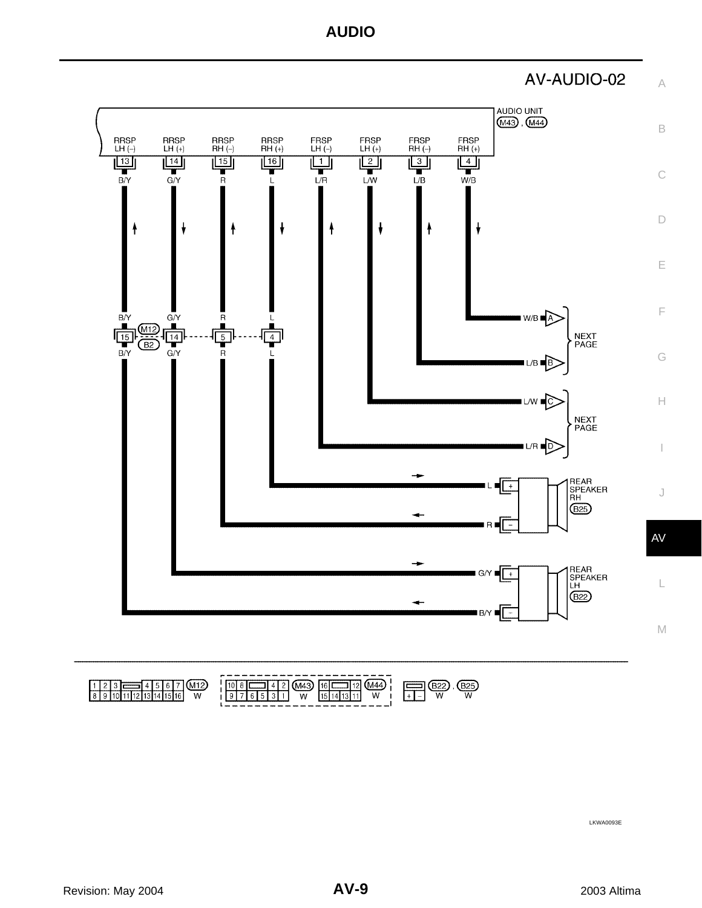# AUDIO

## AV-AUDIO-02

AUDIO UNIT (M43), (M44)

| Terminal | Signal | Wire color |
| --- | --- | --- |
| 13 | RRSP LH (–) | B/Y |
| 14 | RRSP LH (+) | G/Y |
| 15 | RRSP RH (–) | R |
| 16 | RRSP RH (+) | L |
| 1 | FRSP LH (–) | L/R |
| 2 | FRSP LH (+) | L/W |
| 3 | FRSP RH (–) | L/B |
| 4 | FRSP RH (+) | W/B |

Connector M12 / B2: 15 (B/Y), 14 (G/Y), 5 (R), 4 (L)

W/B → A (NEXT PAGE)
L/B → B (NEXT PAGE)
L/W → C (NEXT PAGE)
L/R → D (NEXT PAGE)

REAR SPEAKER RH (B25): L (+), R (–)

REAR SPEAKER LH (B22): G/Y (+), B/Y (–)

Connectors: M12 (W), M43 (W), M44 (W), B22 (W), B25 (W)

LKWA0093E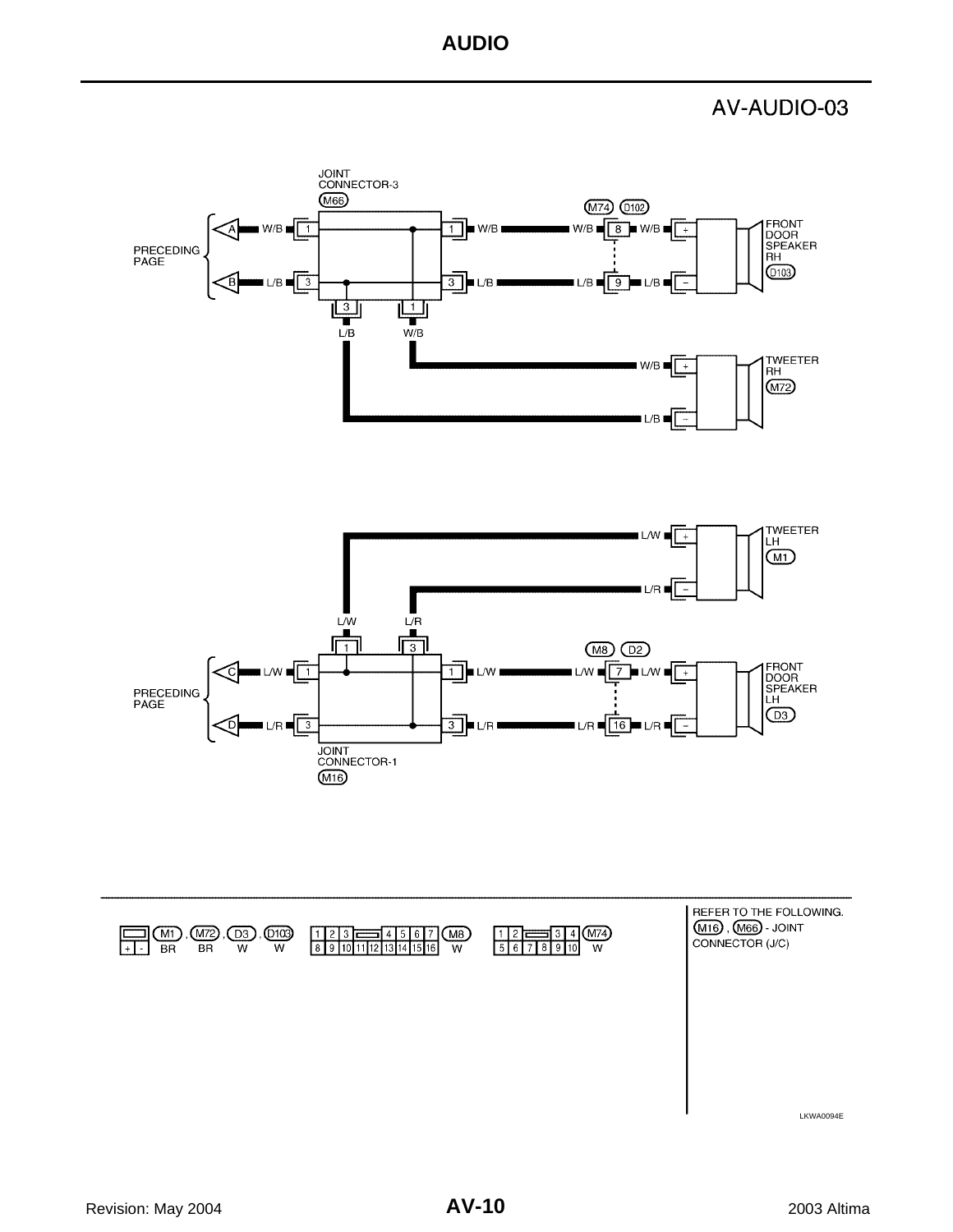# AUDIO

## AV-AUDIO-03

JOINT CONNECTOR-3 (M66)

PRECEDING PAGE

A — W/B — 1 — 1 — W/B — W/B — 8 — W/B — + FRONT DOOR SPEAKER RH (D103)

B — L/B — 3 — 3 — L/B — L/B — 9 — L/B — −

(M74) (D102)

3 L/B, 1 W/B

W/B — + TWEETER RH (M72)

L/B — −

L/W — + TWEETER LH (M1)

L/R — −

L/W, L/R

1, 3

PRECEDING PAGE

C — L/W — 1 — 1 — L/W — L/W — 7 — L/W — + FRONT DOOR SPEAKER LH (D3)

D — L/R — 3 — 3 — L/R — L/R — 16 — L/R — −

(M8) (D2)

JOINT CONNECTOR-1 (M16)

(M1), (M72), (D3), (D103): + - ; BR, BR, W, W

(M8): 1 2 3 4 5 6 7 / 8 9 10 11 12 13 14 15 16 ; W

(M74): 1 2 3 4 / 5 6 7 8 9 10 ; W

REFER TO THE FOLLOWING.
(M16), (M66) - JOINT CONNECTOR (J/C)

LKWA0094E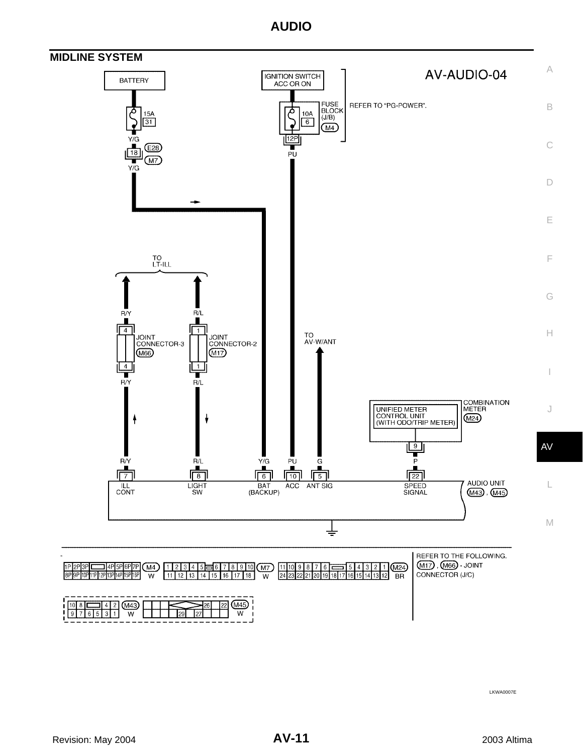## MIDLINE SYSTEM

AV-AUDIO-04

BATTERY

15A
31

Y/G

18 (E28) (M7)

Y/G

IGNITION SWITCH ACC OR ON

FUSE BLOCK (J/B)
10A
6
(M4)

REFER TO "PG-POWER".

12P

PU

TO LT-ILL

R/Y

4
JOINT CONNECTOR-3
(M66)
4

R/Y

R/L

1
JOINT CONNECTOR-2
(M17)
1

R/L

TO AV-W/ANT

COMBINATION METER
UNIFIED METER CONTROL UNIT (WITH ODO/TRIP METER)
(M24)

9

P

| R/Y | R/L | Y/G | PU | G | P |
|---|---|---|---|---|---|
| 7 | 8 | 6 | 10 | 5 | 22 |
| ILL CONT | LIGHT SW | BAT (BACKUP) | ACC | ANT SIG | SPEED SIGNAL |

AUDIO UNIT (M43), (M45)

(M4) W: 1P 2P 3P 4P 5P 6P 7P / 8P 9P 10P 11P 12P 13P 14P 15P 16P

(M7) W: 1 2 3 4 5 6 7 8 9 10 / 11 12 13 14 15 16 17 18

(M24) BR: 11 10 9 8 7 6 5 4 3 2 1 / 24 23 22 21 20 19 18 17 16 15 14 13 12

(M43) W: 10 8 4 2 / 9 7 6 5 3 1

(M45) W: 26 22 / 29 27

REFER TO THE FOLLOWING. (M17), (M66) - JOINT CONNECTOR (J/C)

LKWA0007E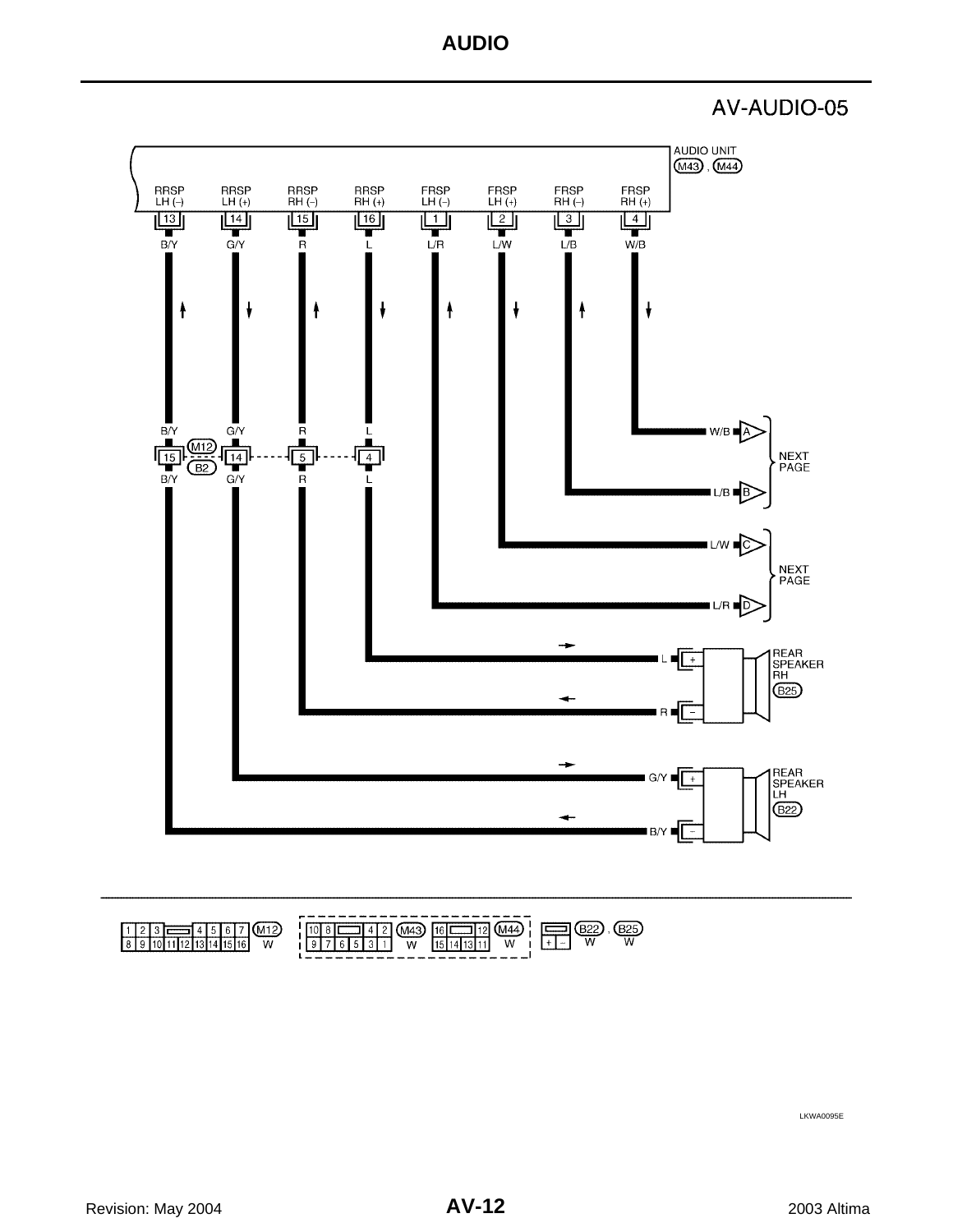# AV-AUDIO-05

AUDIO UNIT (M43), (M44)

| Terminal | Signal | Wire color |
|---|---|---|
| 13 | RRSP LH (–) | B/Y |
| 14 | RRSP LH (+) | G/Y |
| 15 | RRSP RH (–) | R |
| 16 | RRSP RH (+) | L |
| 1 | FRSP LH (–) | L/R |
| 2 | FRSP LH (+) | L/W |
| 3 | FRSP RH (–) | L/B |
| 4 | FRSP RH (+) | W/B |

(M12) / (B2): 15 B/Y, 14 G/Y, 5 R, 4 L

W/B (A), L/B (B) — NEXT PAGE

L/W (C), L/R (D) — NEXT PAGE

REAR SPEAKER RH (B25): L (+), R (–)

REAR SPEAKER LH (B22): G/Y (+), B/Y (–)

Connectors: (M12) W; (M43) W; (M44) W; (B22), (B25) W

LKWA0095E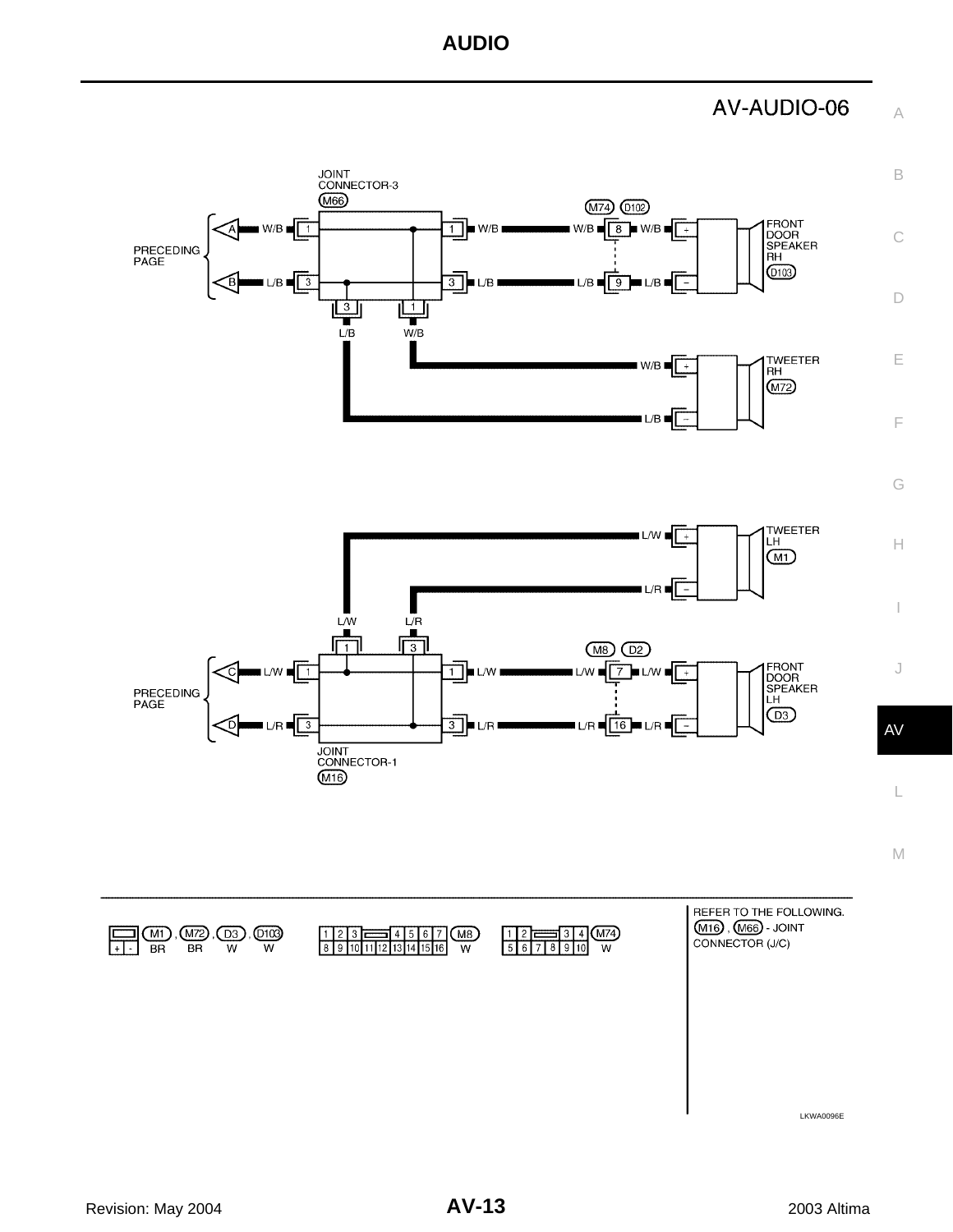# AV-AUDIO-06

JOINT CONNECTOR-3 (M66)

PRECEDING PAGE

A W/B — 1 | 1 — W/B — W/B 8 W/B — + FRONT DOOR SPEAKER RH (D103)

B L/B — 3 | 3 — L/B — L/B 9 L/B — −

(M74) (D102)

3 L/B, 1 W/B

W/B — + TWEETER RH (M72)

L/B — −

L/W — + TWEETER LH (M1)

L/R — −

L/W, L/R

1, 3

PRECEDING PAGE

C L/W — 1 | 1 — L/W — L/W 7 L/W — + FRONT DOOR SPEAKER LH (D3)

D L/R — 3 | 3 — L/R — L/R 16 L/R — −

(M8) (D2)

JOINT CONNECTOR-1 (M16)

| Connector | Terminals | Color |
|---|---|---|
| (M1), (M72), (D3), (D103) | + - | BR, BR, W, W |
| (M8) | 1 2 3 4 5 6 7 / 8 9 10 11 12 13 14 15 16 | W |
| (M74) | 1 2 3 4 / 5 6 7 8 9 10 | W |

REFER TO THE FOLLOWING.
(M16), (M66) - JOINT CONNECTOR (J/C)

LKWA0096E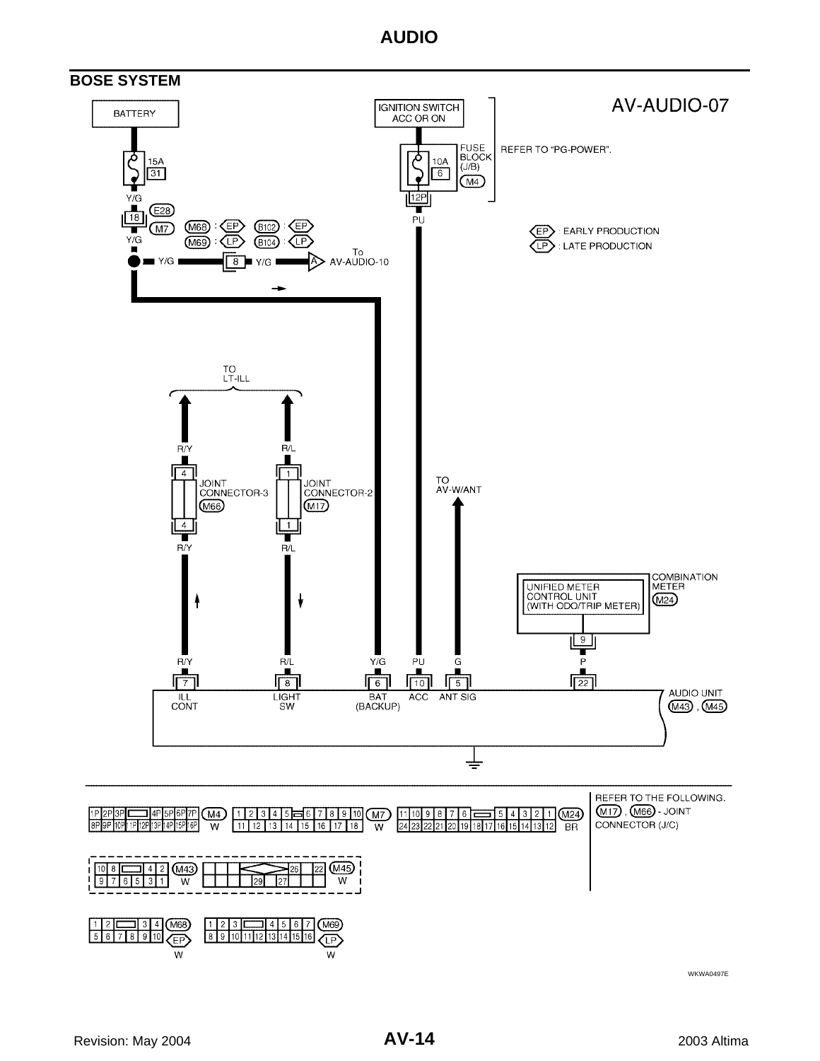## BOSE SYSTEM

AV-AUDIO-07

BATTERY

15A
31

Y/G

18 (E28) (M7)

Y/G

(M68) : EP (B102) : EP
(M69) : LP (B104) : LP

Y/G — 8 — Y/G — A To AV-AUDIO-10

IGNITION SWITCH ACC OR ON

FUSE BLOCK (J/B) (M4)

10A
6

12P

PU

REFER TO "PG-POWER".

EP : EARLY PRODUCTION
LP : LATE PRODUCTION

TO LT-ILL

R/Y

4
JOINT CONNECTOR-3 (M66)
4

R/Y

R/L

1
JOINT CONNECTOR-2 (M17)
1

R/L

TO AV-W/ANT

COMBINATION METER (M24)

UNIFIED METER CONTROL UNIT (WITH ODO/TRIP METER)

9

P

| R/Y | R/L | Y/G | PU | G | P |
|---|---|---|---|---|---|
| 7 | 8 | 6 | 10 | 5 | 22 |
| ILL CONT | LIGHT SW | BAT (BACKUP) | ACC | ANT SIG | |

AUDIO UNIT (M43), (M45)

(M4) W: 1P 2P 3P 4P 5P 6P 7P / 8P 9P 10P 11P 12P 13P 14P 15P 16P

(M7) W: 1 2 3 4 5 6 7 8 9 10 / 11 12 13 14 15 16 17 18

(M24) BR: 11 10 9 8 7 6 5 4 3 2 1 / 24 23 22 21 20 19 18 17 16 15 14 13 12

(M43) W: 10 8 4 2 / 9 7 6 5 3 1

(M45) W: 26 22 / 29 27

(M68) EP W: 1 2 3 4 / 5 6 7 8 9 10

(M69) LP W: 1 2 3 4 5 6 7 / 8 9 10 11 12 13 14 15 16

REFER TO THE FOLLOWING.
(M17), (M66) - JOINT CONNECTOR (J/C)

WKWA0497E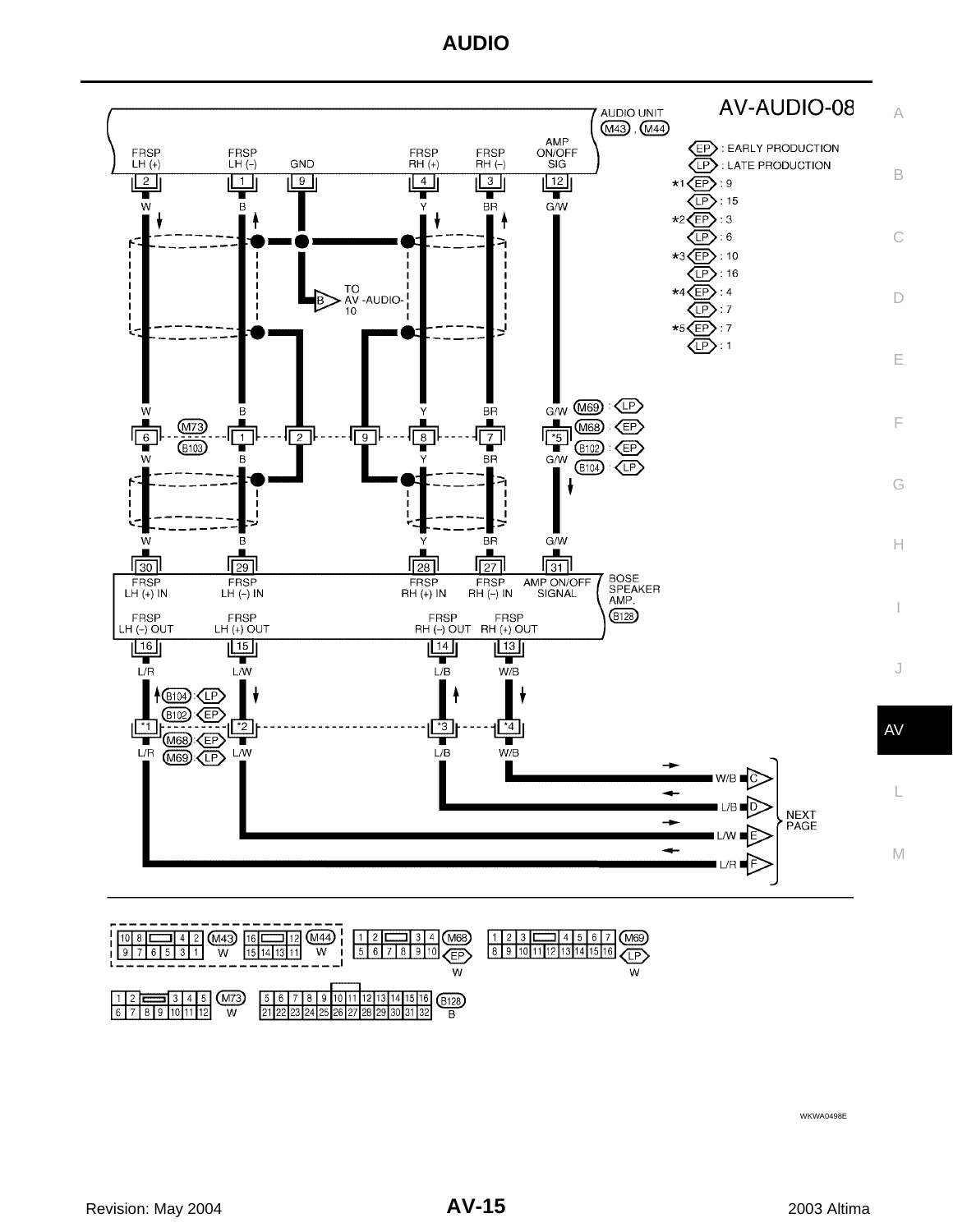# AUDIO

AV-AUDIO-08

AUDIO UNIT (M43), (M44)

EP : EARLY PRODUCTION
LP : LATE PRODUCTION

- *1 EP : 9, LP : 15
- *2 EP : 3, LP : 6
- *3 EP : 10, LP : 16
- *4 EP : 4, LP : 7
- *5 EP : 7, LP : 1

| Audio unit terminal | Signal | Wire color | M73/B103 terminal | Bose speaker amp. (B128) terminal | Signal |
|---|---|---|---|---|---|
| 2 | FRSP LH (+) | W | 6 | 30 | FRSP LH (+) IN |
| 1 | FRSP LH (–) | B | 1 | 29 | FRSP LH (–) IN |
| 9 | GND | — | 2, 9 | — | TO AV-AUDIO-10 (B) |
| 4 | FRSP RH (+) | Y | 8 | 28 | FRSP RH (+) IN |
| 3 | FRSP RH (–) | BR | 7 | 27 | FRSP RH (–) IN |
| 12 | AMP ON/OFF SIG | G/W | *5 (M69: LP, M68: EP, B102: EP, B104: LP) | 31 | AMP ON/OFF SIGNAL |

| Bose speaker amp. (B128) terminal | Signal | Wire color | B104 (LP) / B102 (EP) / M68 (EP) / M69 (LP) terminal | To next page |
|---|---|---|---|---|
| 16 | FRSP LH (–) OUT | L/R | *1 | F |
| 15 | FRSP LH (+) OUT | L/W | *2 | E |
| 14 | FRSP RH (–) OUT | L/B | *3 | D |
| 13 | FRSP RH (+) OUT | W/B | *4 | C |

NEXT PAGE

Connectors: M43 (W), M44 (W), M68 (EP, W), M69 (LP, W), M73 (W), B128 (B)

WKWA0498E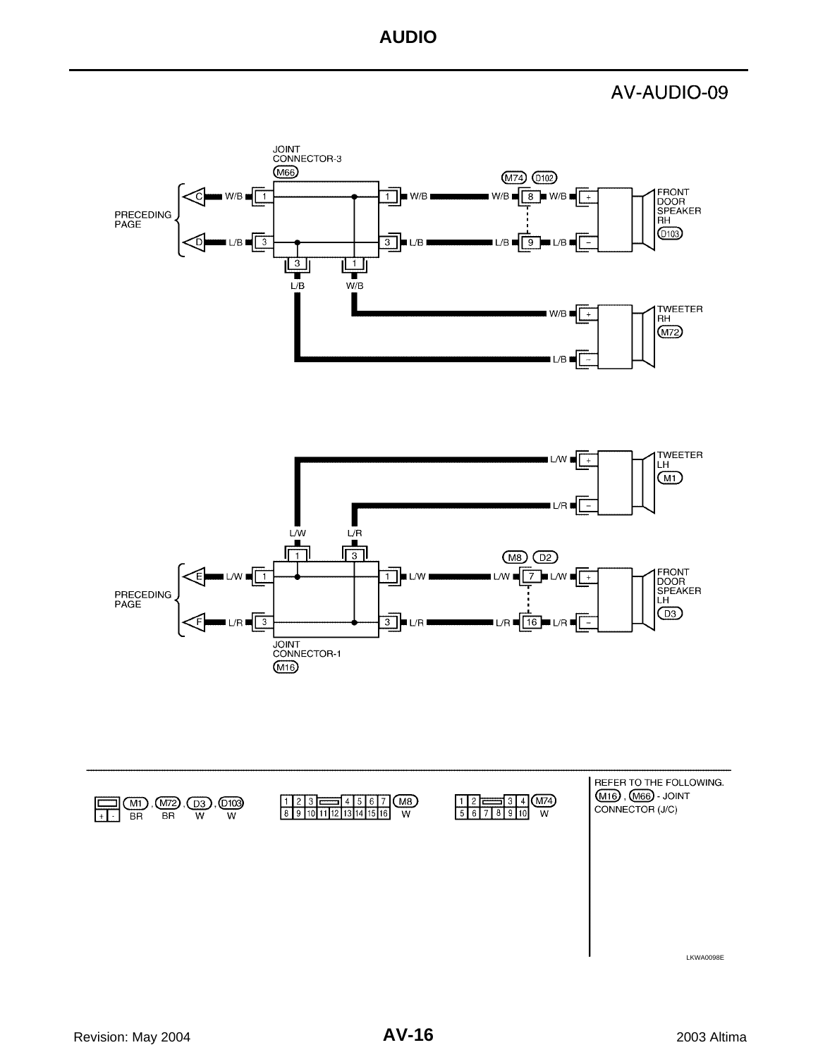# AV-AUDIO-09

JOINT CONNECTOR-3 (M66)

PRECEDING PAGE

C — W/B — 1 — 1 — W/B — W/B — (M74) (D102) 8 — W/B — + FRONT DOOR SPEAKER RH (D103)

D — L/B — 3 — 3 — L/B — L/B — 9 — L/B — −

3 L/B, 1 W/B

W/B — + TWEETER RH (M72)

L/B — −

L/W — + TWEETER LH (M1)

L/R — −

L/W, L/R

1, 3

PRECEDING PAGE

E — L/W — 1 — 1 — L/W — L/W — (M8) (D2) 7 — L/W — + FRONT DOOR SPEAKER LH (D3)

F — L/R — 3 — 3 — L/R — L/R — 16 — L/R — −

JOINT CONNECTOR-1 (M16)

(M1), (M72), (D3), (D103): + − ; BR, BR, W, W

(M8) W: 1 2 3 4 5 6 7 / 8 9 10 11 12 13 14 15 16

(M74) W: 1 2 3 4 / 5 6 7 8 9 10

REFER TO THE FOLLOWING.
(M16), (M66) - JOINT CONNECTOR (J/C)

LKWA0098E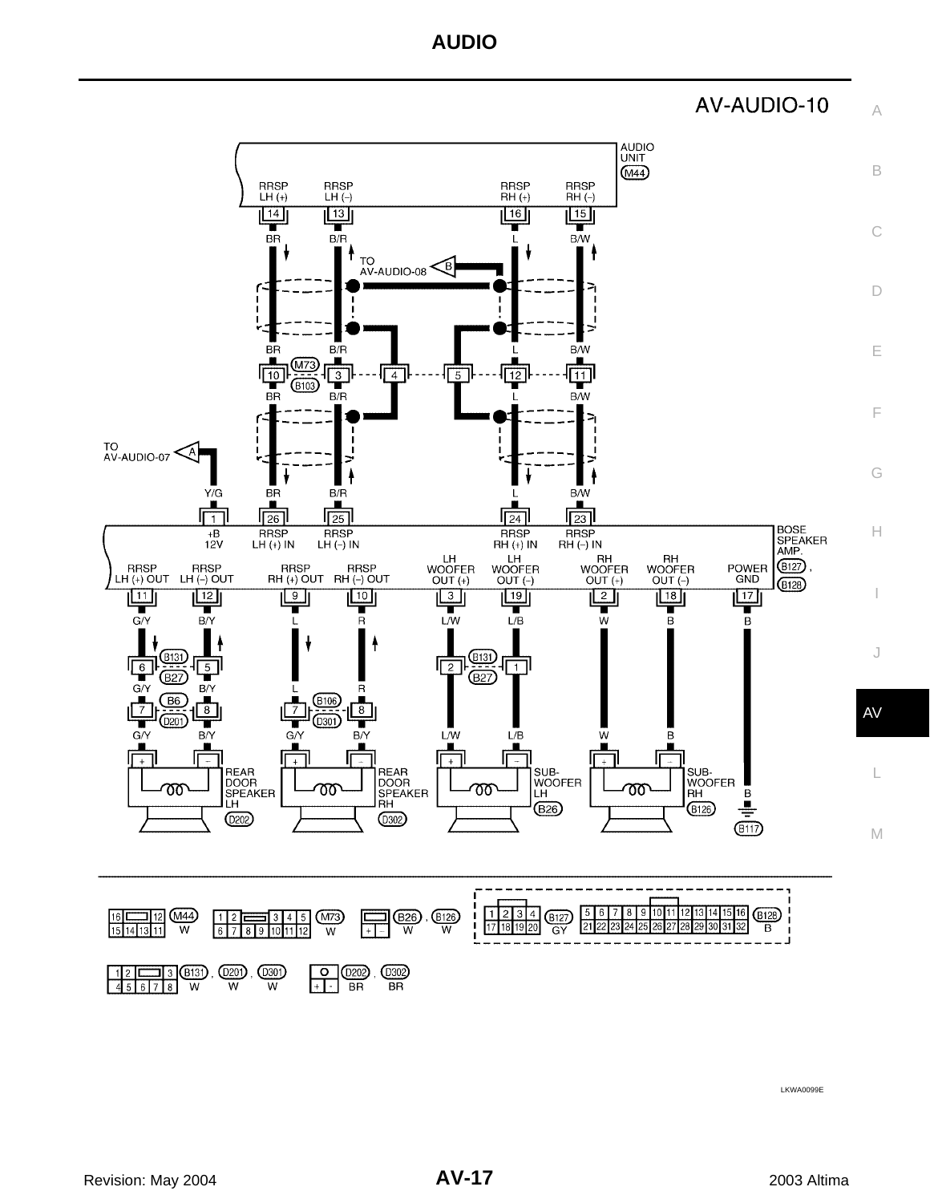# AV-AUDIO-10

AUDIO UNIT (M44)

| Terminal | Signal | Wire color |
|---|---|---|
| 14 | RRSP LH (+) | BR |
| 13 | RRSP LH (–) | B/R |
| 16 | RRSP RH (+) | L |
| 15 | RRSP RH (–) | B/W |

TO AV-AUDIO-08 (B)

M73 / B103: 10 (BR), 3 (B/R), 4, 5, 12 (L), 11 (B/W)

TO AV-AUDIO-07 (A)

BOSE SPEAKER AMP. (B127), (B128)

| Terminal | Signal | Wire color |
|---|---|---|
| 1 | +B 12V | Y/G |
| 26 | RRSP LH (+) IN | BR |
| 25 | RRSP LH (–) IN | B/R |
| 24 | RRSP RH (+) IN | L |
| 23 | RRSP RH (–) IN | B/W |
| 11 | RRSP LH (+) OUT | G/Y |
| 12 | RRSP LH (–) OUT | B/Y |
| 9 | RRSP RH (+) OUT | L |
| 10 | RRSP RH (–) OUT | R |
| 3 | LH WOOFER OUT (+) | L/W |
| 19 | LH WOOFER OUT (–) | L/B |
| 2 | RH WOOFER OUT (+) | W |
| 18 | RH WOOFER OUT (–) | B |
| 17 | POWER GND | B |

B131 / B27: 6 (G/Y), 5 (B/Y), 2 (L/W), 1 (L/B)

B6 / D201: 7 (G/Y), 8 (B/Y)

B106 / D301: 7 (G/Y), 8 (B/Y)

REAR DOOR SPEAKER LH (D202)

REAR DOOR SPEAKER RH (D302)

SUB-WOOFER LH (B26)

SUB-WOOFER RH (B126)

B (B117)

Connectors: M44 W; M73 W; B26 W, B126 W; B127 GY; B128 B; B131 W, D201 W, D301 W; D202 BR, D302 BR

LKWA0099E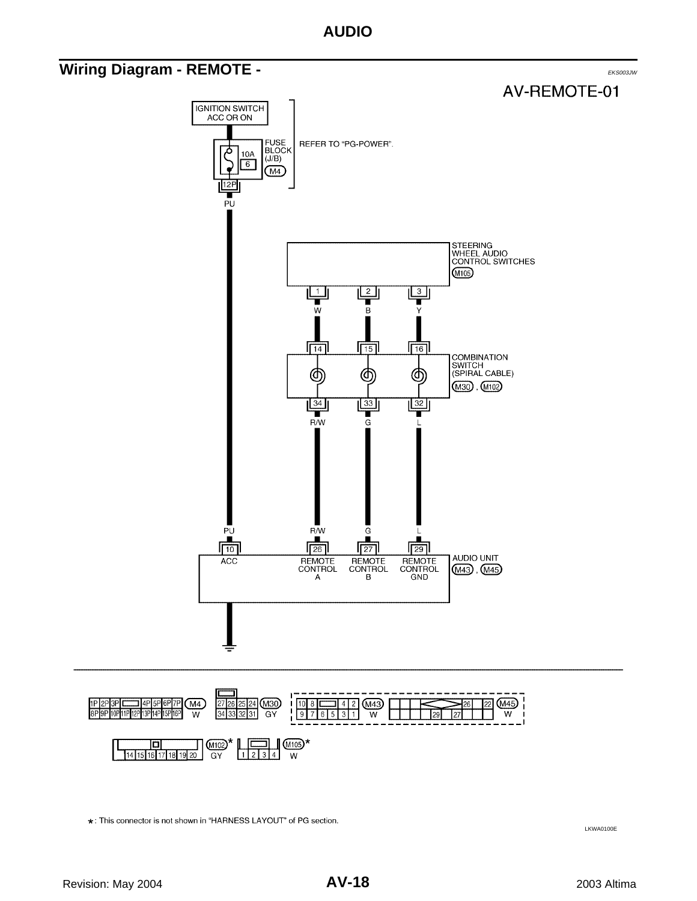## Wiring Diagram - REMOTE -

*EKS003JW*

AV-REMOTE-01

IGNITION SWITCH ACC OR ON

FUSE BLOCK (J/B) M4 — 10A 6 — 12P — REFER TO "PG-POWER".

PU

STEERING WHEEL AUDIO CONTROL SWITCHES M105

1 W — 2 B — 3 Y

14 — 15 — 16

COMBINATION SWITCH (SPIRAL CABLE) M30, M102

34 R/W — 33 G — 32 L

PU — R/W — G — L

| 10 | 26 | 27 | 29 |
|---|---|---|---|
| ACC | REMOTE CONTROL A | REMOTE CONTROL B | REMOTE CONTROL GND |

AUDIO UNIT M43, M45

---

M4 W: 1P 2P 3P 4P 5P 6P 7P / 8P 9P 10P 11P 12P 13P 14P 15P 16P

M30 GY: 27 26 25 24 / 34 33 32 31

M43 W: 10 8 4 2 / 9 7 6 5 3 1

M45 W: 26 22 / 29 27

M102* GY: 14 15 16 17 18 19 20

M105* W: 1 2 3 4

*: This connector is not shown in "HARNESS LAYOUT" of PG section.

LKWA0100E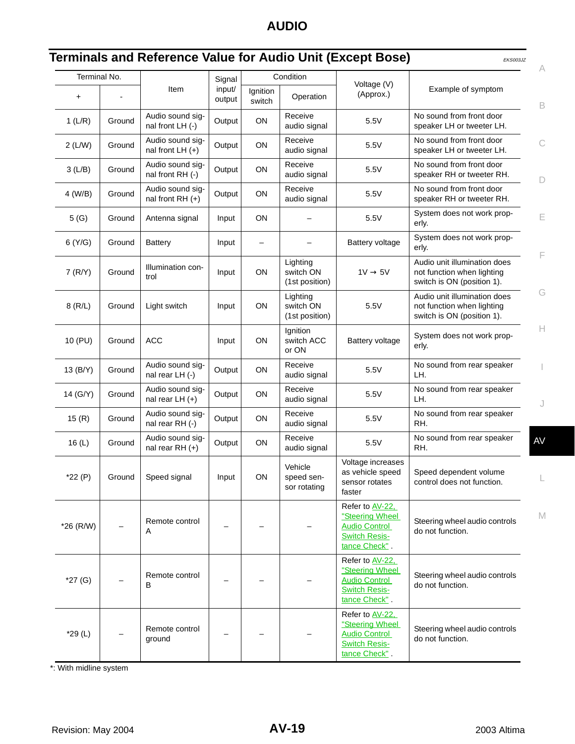## Terminals and Reference Value for Audio Unit (Except Bose)

EKS003JZ

| Terminal No. | | Item | Signal input/ output | Condition | | Voltage (V) (Approx.) | Example of symptom |
|---|---|---|---|---|---|---|---|
| + | - | | | Ignition switch | Operation | | |
| 1 (L/R) | Ground | Audio sound signal front LH (-) | Output | ON | Receive audio signal | 5.5V | No sound from front door speaker LH or tweeter LH. |
| 2 (L/W) | Ground | Audio sound signal front LH (+) | Output | ON | Receive audio signal | 5.5V | No sound from front door speaker LH or tweeter LH. |
| 3 (L/B) | Ground | Audio sound signal front RH (-) | Output | ON | Receive audio signal | 5.5V | No sound from front door speaker RH or tweeter RH. |
| 4 (W/B) | Ground | Audio sound signal front RH (+) | Output | ON | Receive audio signal | 5.5V | No sound from front door speaker RH or tweeter RH. |
| 5 (G) | Ground | Antenna signal | Input | ON | – | 5.5V | System does not work properly. |
| 6 (Y/G) | Ground | Battery | Input | – | – | Battery voltage | System does not work properly. |
| 7 (R/Y) | Ground | Illumination control | Input | ON | Lighting switch ON (1st position) | 1V → 5V | Audio unit illumination does not function when lighting switch is ON (position 1). |
| 8 (R/L) | Ground | Light switch | Input | ON | Lighting switch ON (1st position) | 5.5V | Audio unit illumination does not function when lighting switch is ON (position 1). |
| 10 (PU) | Ground | ACC | Input | ON | Ignition switch ACC or ON | Battery voltage | System does not work properly. |
| 13 (B/Y) | Ground | Audio sound signal rear LH (-) | Output | ON | Receive audio signal | 5.5V | No sound from rear speaker LH. |
| 14 (G/Y) | Ground | Audio sound signal rear LH (+) | Output | ON | Receive audio signal | 5.5V | No sound from rear speaker LH. |
| 15 (R) | Ground | Audio sound signal rear RH (-) | Output | ON | Receive audio signal | 5.5V | No sound from rear speaker RH. |
| 16 (L) | Ground | Audio sound signal rear RH (+) | Output | ON | Receive audio signal | 5.5V | No sound from rear speaker RH. |
| *22 (P) | Ground | Speed signal | Input | ON | Vehicle speed sensor rotating | Voltage increases as vehicle speed sensor rotates faster | Speed dependent volume control does not function. |
| *26 (R/W) | – | Remote control A | – | – | – | Refer to AV-22, "Steering Wheel Audio Control Switch Resistance Check" . | Steering wheel audio controls do not function. |
| *27 (G) | – | Remote control B | – | – | – | Refer to AV-22, "Steering Wheel Audio Control Switch Resistance Check" . | Steering wheel audio controls do not function. |
| *29 (L) | – | Remote control ground | – | – | – | Refer to AV-22, "Steering Wheel Audio Control Switch Resistance Check" . | Steering wheel audio controls do not function. |

*: With midline system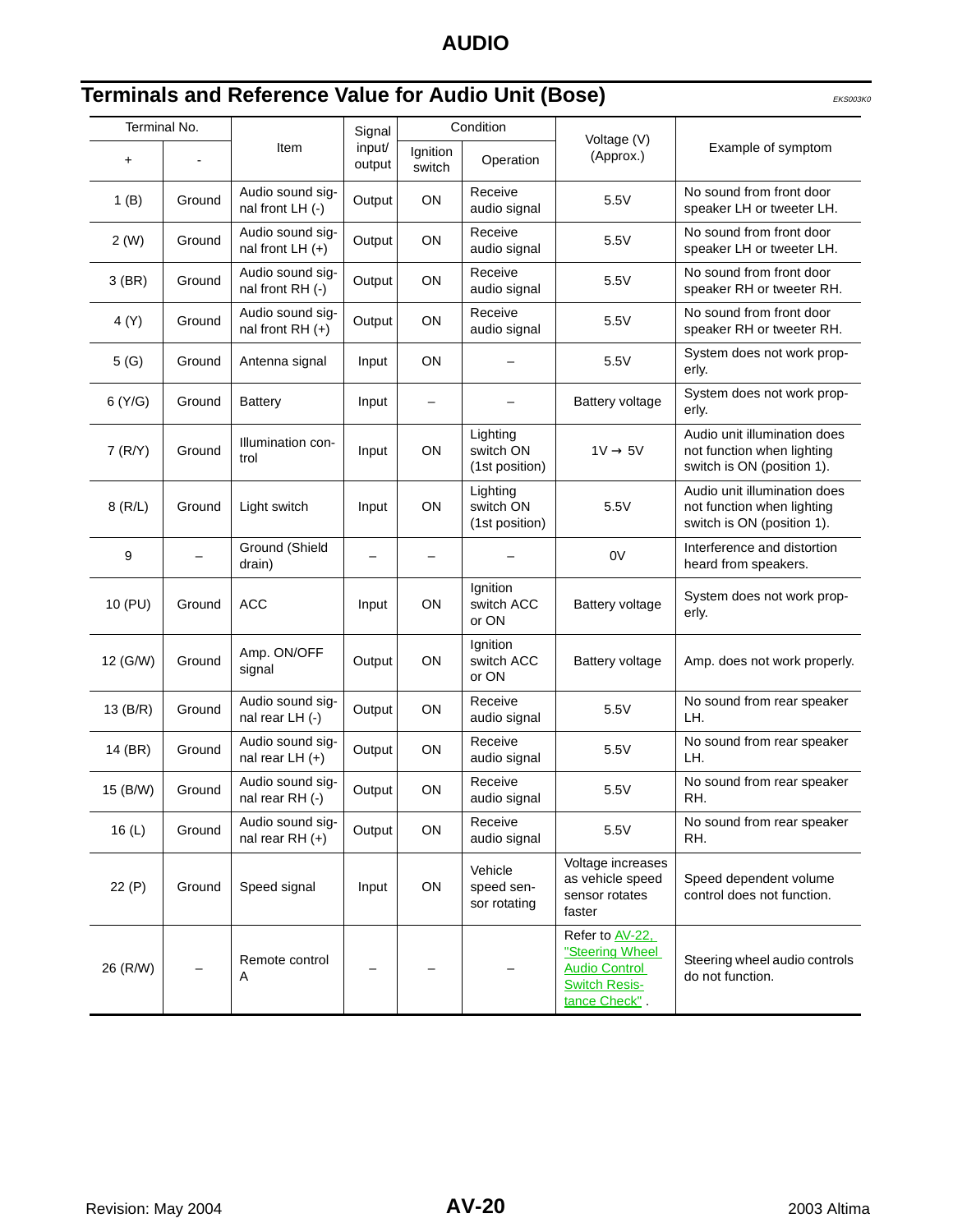## Terminals and Reference Value for Audio Unit (Bose)

EKS003K0

| Terminal No. | | Item | Signal input/ output | Condition | | Voltage (V) (Approx.) | Example of symptom |
|---|---|---|---|---|---|---|---|
| + | - | | | Ignition switch | Operation | | |
| 1 (B) | Ground | Audio sound signal front LH (-) | Output | ON | Receive audio signal | 5.5V | No sound from front door speaker LH or tweeter LH. |
| 2 (W) | Ground | Audio sound signal front LH (+) | Output | ON | Receive audio signal | 5.5V | No sound from front door speaker LH or tweeter LH. |
| 3 (BR) | Ground | Audio sound signal front RH (-) | Output | ON | Receive audio signal | 5.5V | No sound from front door speaker RH or tweeter RH. |
| 4 (Y) | Ground | Audio sound signal front RH (+) | Output | ON | Receive audio signal | 5.5V | No sound from front door speaker RH or tweeter RH. |
| 5 (G) | Ground | Antenna signal | Input | ON | – | 5.5V | System does not work properly. |
| 6 (Y/G) | Ground | Battery | Input | – | – | Battery voltage | System does not work properly. |
| 7 (R/Y) | Ground | Illumination control | Input | ON | Lighting switch ON (1st position) | 1V → 5V | Audio unit illumination does not function when lighting switch is ON (position 1). |
| 8 (R/L) | Ground | Light switch | Input | ON | Lighting switch ON (1st position) | 5.5V | Audio unit illumination does not function when lighting switch is ON (position 1). |
| 9 | – | Ground (Shield drain) | – | – | – | 0V | Interference and distortion heard from speakers. |
| 10 (PU) | Ground | ACC | Input | ON | Ignition switch ACC or ON | Battery voltage | System does not work properly. |
| 12 (G/W) | Ground | Amp. ON/OFF signal | Output | ON | Ignition switch ACC or ON | Battery voltage | Amp. does not work properly. |
| 13 (B/R) | Ground | Audio sound signal rear LH (-) | Output | ON | Receive audio signal | 5.5V | No sound from rear speaker LH. |
| 14 (BR) | Ground | Audio sound signal rear LH (+) | Output | ON | Receive audio signal | 5.5V | No sound from rear speaker LH. |
| 15 (B/W) | Ground | Audio sound signal rear RH (-) | Output | ON | Receive audio signal | 5.5V | No sound from rear speaker RH. |
| 16 (L) | Ground | Audio sound signal rear RH (+) | Output | ON | Receive audio signal | 5.5V | No sound from rear speaker RH. |
| 22 (P) | Ground | Speed signal | Input | ON | Vehicle speed sensor rotating | Voltage increases as vehicle speed sensor rotates faster | Speed dependent volume control does not function. |
| 26 (R/W) | – | Remote control A | – | – | – | Refer to AV-22, "Steering Wheel Audio Control Switch Resistance Check" . | Steering wheel audio controls do not function. |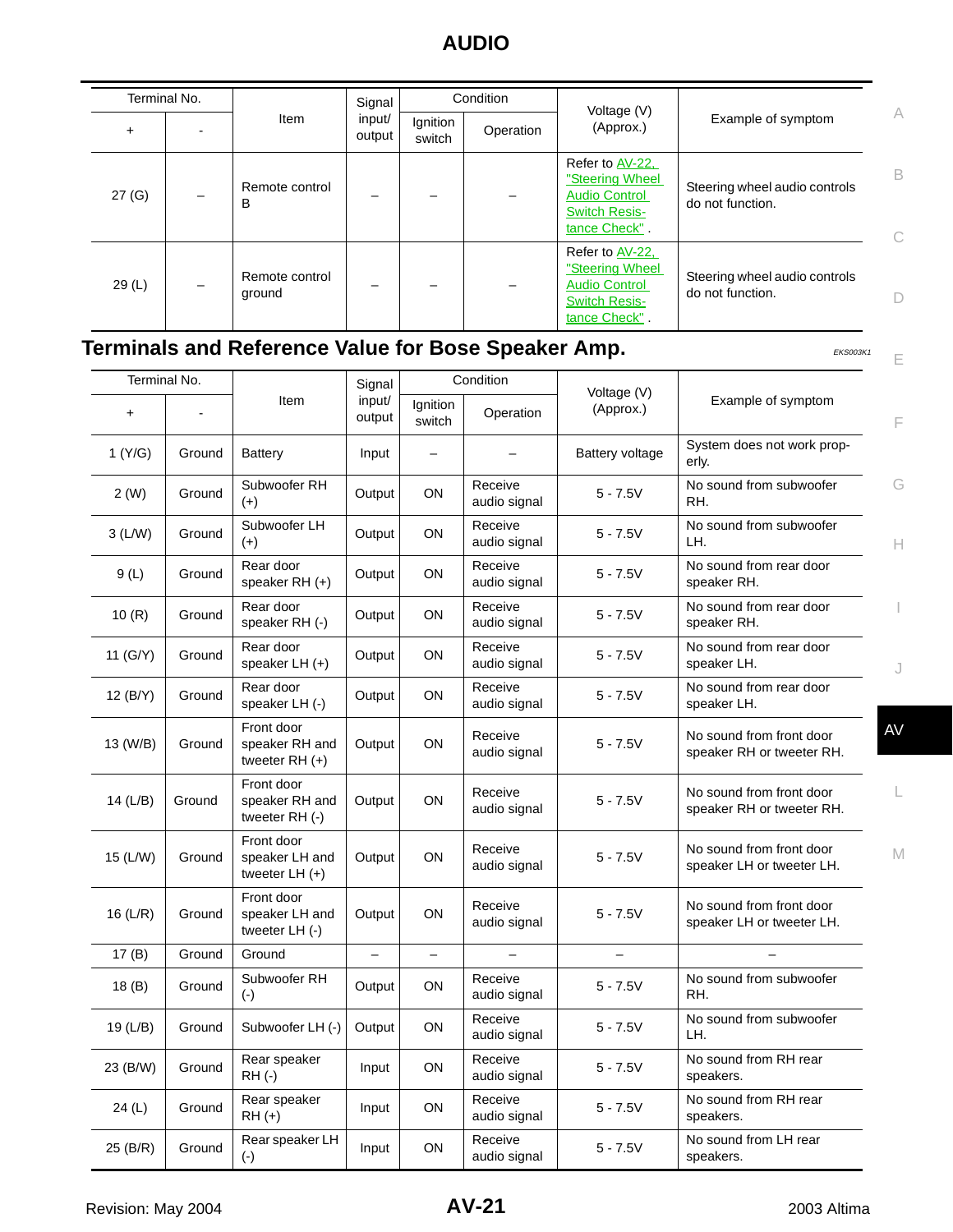| Terminal No. | | Item | Signal input/ output | Condition | | Voltage (V) (Approx.) | Example of symptom |
|---|---|---|---|---|---|---|---|
| + | - | | | Ignition switch | Operation | | |
| 27 (G) | – | Remote control B | – | – | – | Refer to AV-22, "Steering Wheel Audio Control Switch Resistance Check" . | Steering wheel audio controls do not function. |
| 29 (L) | – | Remote control ground | – | – | – | Refer to AV-22, "Steering Wheel Audio Control Switch Resistance Check" . | Steering wheel audio controls do not function. |

## Terminals and Reference Value for Bose Speaker Amp.

EKS003K1

| Terminal No. | | Item | Signal input/ output | Condition | | Voltage (V) (Approx.) | Example of symptom |
|---|---|---|---|---|---|---|---|
| + | - | | | Ignition switch | Operation | | |
| 1 (Y/G) | Ground | Battery | Input | – | – | Battery voltage | System does not work properly. |
| 2 (W) | Ground | Subwoofer RH (+) | Output | ON | Receive audio signal | 5 - 7.5V | No sound from subwoofer RH. |
| 3 (L/W) | Ground | Subwoofer LH (+) | Output | ON | Receive audio signal | 5 - 7.5V | No sound from subwoofer LH. |
| 9 (L) | Ground | Rear door speaker RH (+) | Output | ON | Receive audio signal | 5 - 7.5V | No sound from rear door speaker RH. |
| 10 (R) | Ground | Rear door speaker RH (-) | Output | ON | Receive audio signal | 5 - 7.5V | No sound from rear door speaker RH. |
| 11 (G/Y) | Ground | Rear door speaker LH (+) | Output | ON | Receive audio signal | 5 - 7.5V | No sound from rear door speaker LH. |
| 12 (B/Y) | Ground | Rear door speaker LH (-) | Output | ON | Receive audio signal | 5 - 7.5V | No sound from rear door speaker LH. |
| 13 (W/B) | Ground | Front door speaker RH and tweeter RH (+) | Output | ON | Receive audio signal | 5 - 7.5V | No sound from front door speaker RH or tweeter RH. |
| 14 (L/B) | Ground | Front door speaker RH and tweeter RH (-) | Output | ON | Receive audio signal | 5 - 7.5V | No sound from front door speaker RH or tweeter RH. |
| 15 (L/W) | Ground | Front door speaker LH and tweeter LH (+) | Output | ON | Receive audio signal | 5 - 7.5V | No sound from front door speaker LH or tweeter LH. |
| 16 (L/R) | Ground | Front door speaker LH and tweeter LH (-) | Output | ON | Receive audio signal | 5 - 7.5V | No sound from front door speaker LH or tweeter LH. |
| 17 (B) | Ground | Ground | – | – | – | – | – |
| 18 (B) | Ground | Subwoofer RH (-) | Output | ON | Receive audio signal | 5 - 7.5V | No sound from subwoofer RH. |
| 19 (L/B) | Ground | Subwoofer LH (-) | Output | ON | Receive audio signal | 5 - 7.5V | No sound from subwoofer LH. |
| 23 (B/W) | Ground | Rear speaker RH (-) | Input | ON | Receive audio signal | 5 - 7.5V | No sound from RH rear speakers. |
| 24 (L) | Ground | Rear speaker RH (+) | Input | ON | Receive audio signal | 5 - 7.5V | No sound from RH rear speakers. |
| 25 (B/R) | Ground | Rear speaker LH (-) | Input | ON | Receive audio signal | 5 - 7.5V | No sound from LH rear speakers. |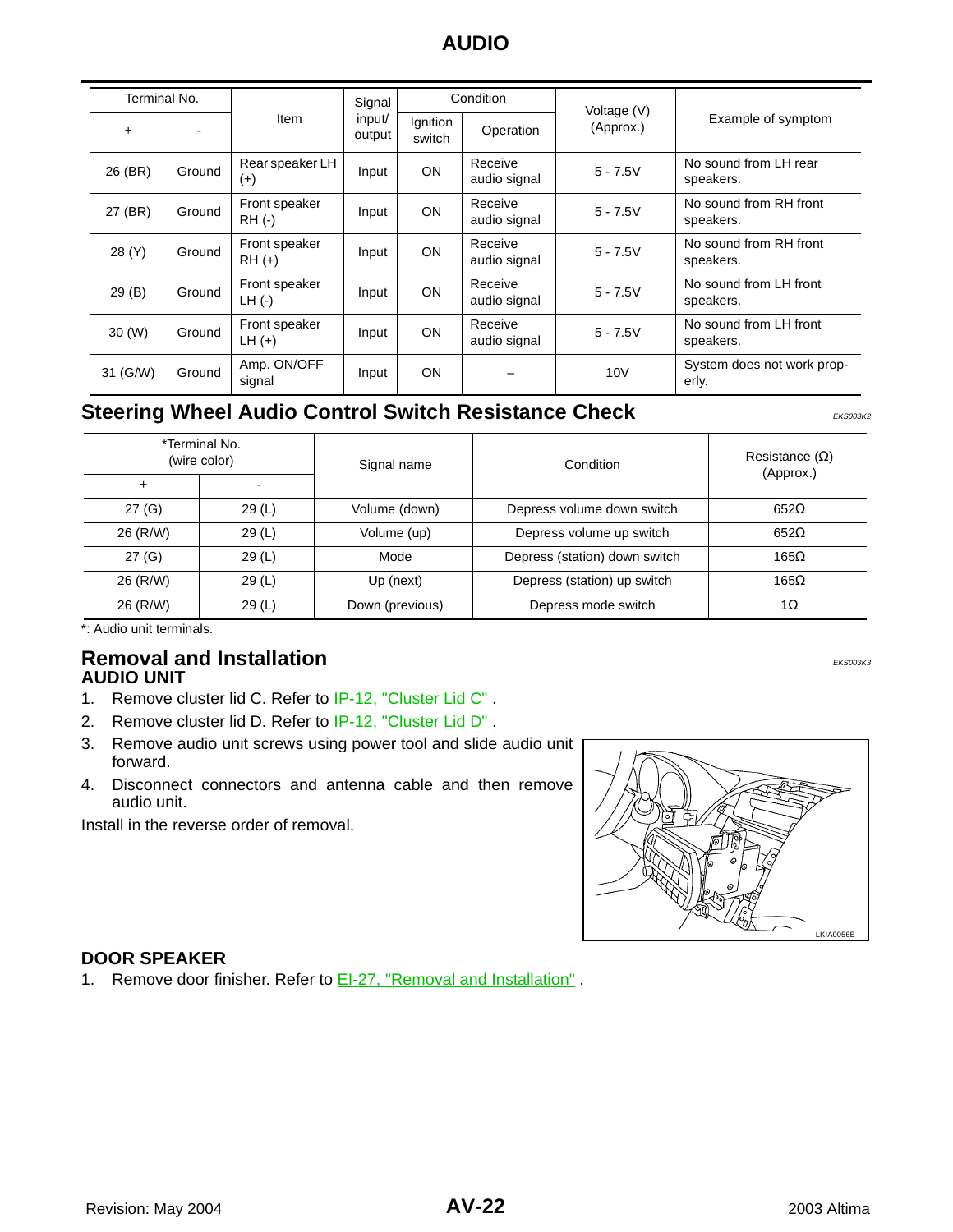| Terminal No. | | Item | Signal input/ output | Condition | | Voltage (V) (Approx.) | Example of symptom |
|---|---|---|---|---|---|---|---|
| + | - | | | Ignition switch | Operation | | |
| 26 (BR) | Ground | Rear speaker LH (+) | Input | ON | Receive audio signal | 5 - 7.5V | No sound from LH rear speakers. |
| 27 (BR) | Ground | Front speaker RH (-) | Input | ON | Receive audio signal | 5 - 7.5V | No sound from RH front speakers. |
| 28 (Y) | Ground | Front speaker RH (+) | Input | ON | Receive audio signal | 5 - 7.5V | No sound from RH front speakers. |
| 29 (B) | Ground | Front speaker LH (-) | Input | ON | Receive audio signal | 5 - 7.5V | No sound from LH front speakers. |
| 30 (W) | Ground | Front speaker LH (+) | Input | ON | Receive audio signal | 5 - 7.5V | No sound from LH front speakers. |
| 31 (G/W) | Ground | Amp. ON/OFF signal | Input | ON | – | 10V | System does not work properly. |

## Steering Wheel Audio Control Switch Resistance Check

EKS003K2

| *Terminal No. (wire color) | | Signal name | Condition | Resistance (Ω) (Approx.) |
|---|---|---|---|---|
| + | - | | | |
| 27 (G) | 29 (L) | Volume (down) | Depress volume down switch | 652Ω |
| 26 (R/W) | 29 (L) | Volume (up) | Depress volume up switch | 652Ω |
| 27 (G) | 29 (L) | Mode | Depress (station) down switch | 165Ω |
| 26 (R/W) | 29 (L) | Up (next) | Depress (station) up switch | 165Ω |
| 26 (R/W) | 29 (L) | Down (previous) | Depress mode switch | 1Ω |

*: Audio unit terminals.

## Removal and Installation

EKS003K3

### AUDIO UNIT

1. Remove cluster lid C. Refer to IP-12, "Cluster Lid C" .
2. Remove cluster lid D. Refer to IP-12, "Cluster Lid D" .
3. Remove audio unit screws using power tool and slide audio unit forward.
4. Disconnect connectors and antenna cable and then remove audio unit.

Install in the reverse order of removal.

LKIA0056E

### DOOR SPEAKER

1. Remove door finisher. Refer to EI-27, "Removal and Installation" .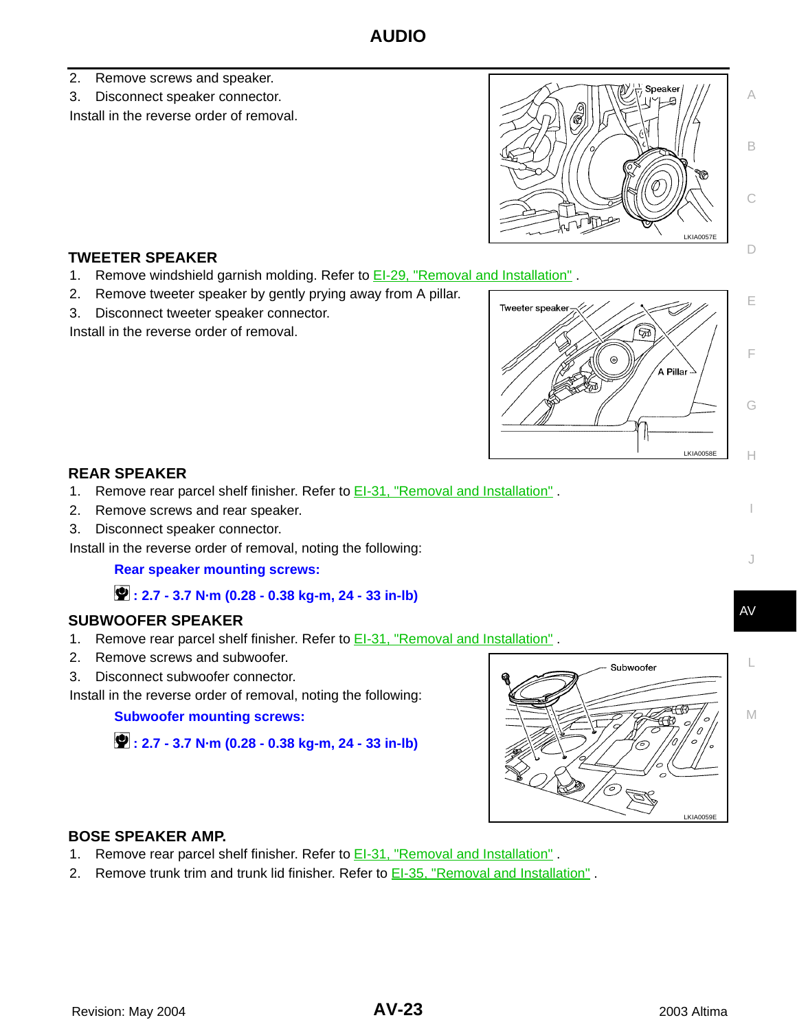2. Remove screws and speaker.
3. Disconnect speaker connector.

Install in the reverse order of removal.

### TWEETER SPEAKER

1. Remove windshield garnish molding. Refer to EI-29, "Removal and Installation" .
2. Remove tweeter speaker by gently prying away from A pillar.
3. Disconnect tweeter speaker connector.

Install in the reverse order of removal.

### REAR SPEAKER

1. Remove rear parcel shelf finisher. Refer to EI-31, "Removal and Installation" .
2. Remove screws and rear speaker.
3. Disconnect speaker connector.

Install in the reverse order of removal, noting the following:

**Rear speaker mounting screws:**

**: 2.7 - 3.7 N·m (0.28 - 0.38 kg-m, 24 - 33 in-lb)**

### SUBWOOFER SPEAKER

1. Remove rear parcel shelf finisher. Refer to EI-31, "Removal and Installation" .
2. Remove screws and subwoofer.
3. Disconnect subwoofer connector.

Install in the reverse order of removal, noting the following:

**Subwoofer mounting screws:**

**: 2.7 - 3.7 N·m (0.28 - 0.38 kg-m, 24 - 33 in-lb)**

### BOSE SPEAKER AMP.

1. Remove rear parcel shelf finisher. Refer to EI-31, "Removal and Installation" .
2. Remove trunk trim and trunk lid finisher. Refer to EI-35, "Removal and Installation" .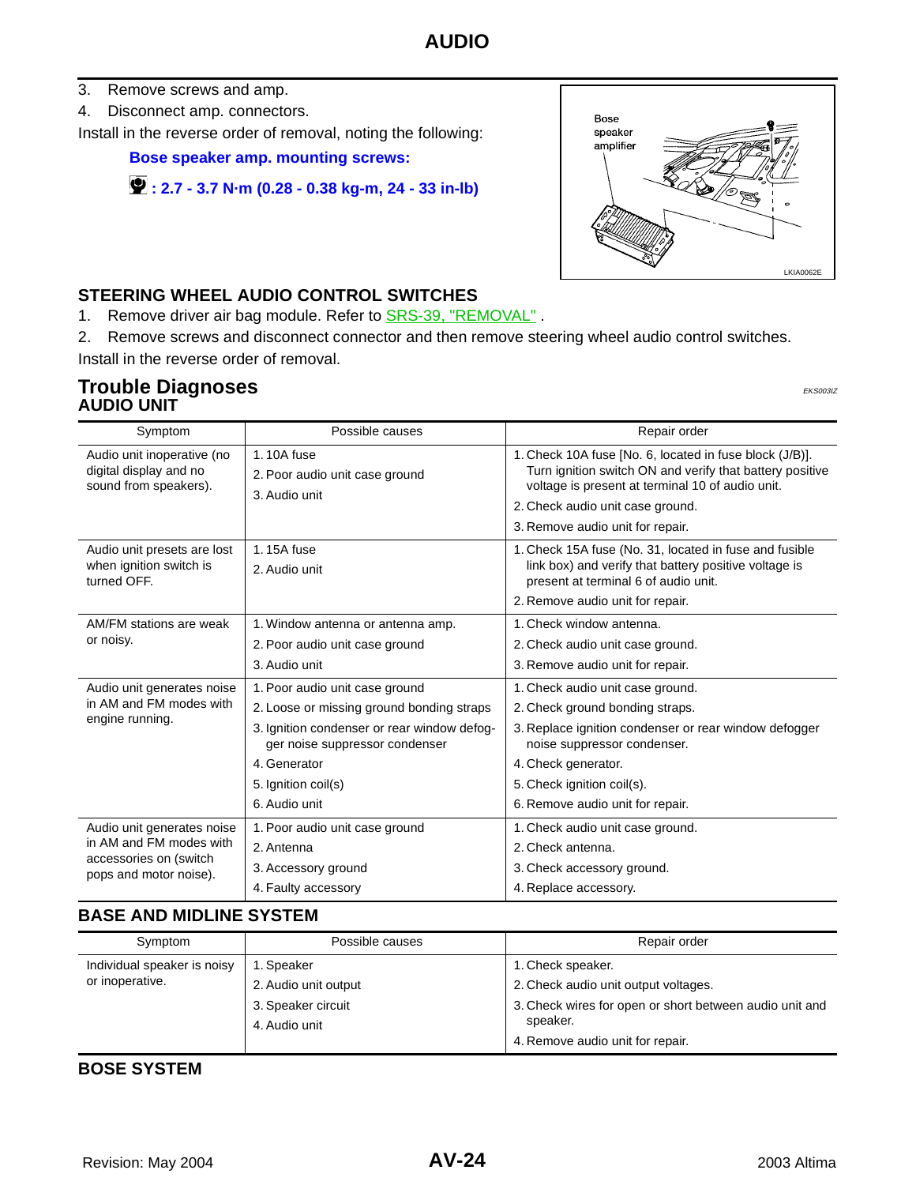3. Remove screws and amp.
4. Disconnect amp. connectors.

Install in the reverse order of removal, noting the following:

**Bose speaker amp. mounting screws:**

**: 2.7 - 3.7 N·m (0.28 - 0.38 kg-m, 24 - 33 in-lb)**

### STEERING WHEEL AUDIO CONTROL SWITCHES

1. Remove driver air bag module. Refer to SRS-39, "REMOVAL" .
2. Remove screws and disconnect connector and then remove steering wheel audio control switches.

Install in the reverse order of removal.

## Trouble Diagnoses

EKS003IZ

### AUDIO UNIT

| Symptom | Possible causes | Repair order |
|---|---|---|
| Audio unit inoperative (no digital display and no sound from speakers). | 1. 10A fuse<br>2. Poor audio unit case ground<br>3. Audio unit | 1. Check 10A fuse [No. 6, located in fuse block (J/B)]. Turn ignition switch ON and verify that battery positive voltage is present at terminal 10 of audio unit.<br>2. Check audio unit case ground.<br>3. Remove audio unit for repair. |
| Audio unit presets are lost when ignition switch is turned OFF. | 1. 15A fuse<br>2. Audio unit | 1. Check 15A fuse (No. 31, located in fuse and fusible link box) and verify that battery positive voltage is present at terminal 6 of audio unit.<br>2. Remove audio unit for repair. |
| AM/FM stations are weak or noisy. | 1. Window antenna or antenna amp.<br>2. Poor audio unit case ground<br>3. Audio unit | 1. Check window antenna.<br>2. Check audio unit case ground.<br>3. Remove audio unit for repair. |
| Audio unit generates noise in AM and FM modes with engine running. | 1. Poor audio unit case ground<br>2. Loose or missing ground bonding straps<br>3. Ignition condenser or rear window defogger noise suppressor condenser<br>4. Generator<br>5. Ignition coil(s)<br>6. Audio unit | 1. Check audio unit case ground.<br>2. Check ground bonding straps.<br>3. Replace ignition condenser or rear window defogger noise suppressor condenser.<br>4. Check generator.<br>5. Check ignition coil(s).<br>6. Remove audio unit for repair. |
| Audio unit generates noise in AM and FM modes with accessories on (switch pops and motor noise). | 1. Poor audio unit case ground<br>2. Antenna<br>3. Accessory ground<br>4. Faulty accessory | 1. Check audio unit case ground.<br>2. Check antenna.<br>3. Check accessory ground.<br>4. Replace accessory. |

### BASE AND MIDLINE SYSTEM

| Symptom | Possible causes | Repair order |
|---|---|---|
| Individual speaker is noisy or inoperative. | 1. Speaker<br>2. Audio unit output<br>3. Speaker circuit<br>4. Audio unit | 1. Check speaker.<br>2. Check audio unit output voltages.<br>3. Check wires for open or short between audio unit and speaker.<br>4. Remove audio unit for repair. |

### BOSE SYSTEM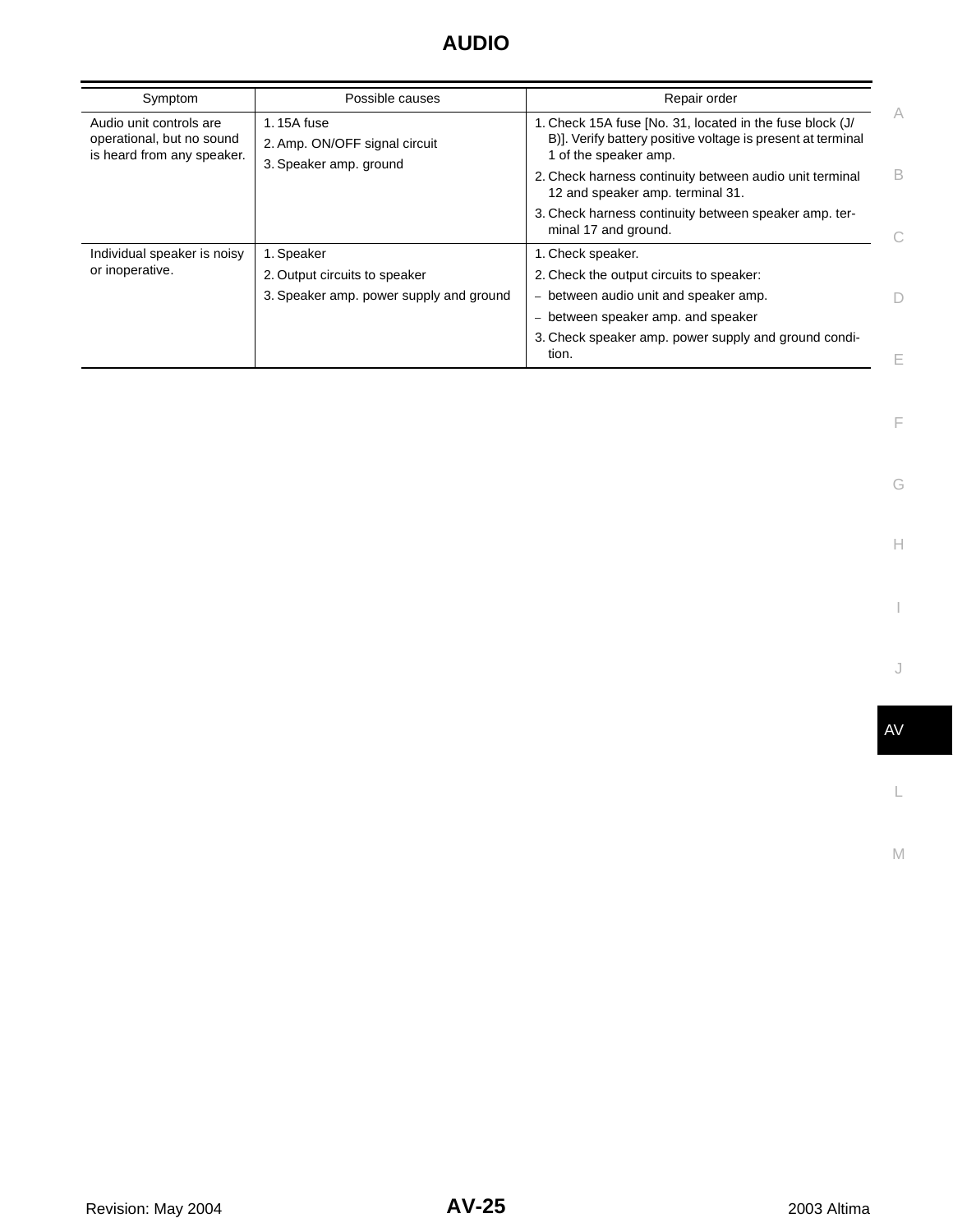| Symptom | Possible causes | Repair order |
| --- | --- | --- |
| Audio unit controls are operational, but no sound is heard from any speaker. | 1. 15A fuse<br>2. Amp. ON/OFF signal circuit<br>3. Speaker amp. ground | 1. Check 15A fuse [No. 31, located in the fuse block (J/B)]. Verify battery positive voltage is present at terminal 1 of the speaker amp.<br>2. Check harness continuity between audio unit terminal 12 and speaker amp. terminal 31.<br>3. Check harness continuity between speaker amp. terminal 17 and ground. |
| Individual speaker is noisy or inoperative. | 1. Speaker<br>2. Output circuits to speaker<br>3. Speaker amp. power supply and ground | 1. Check speaker.<br>2. Check the output circuits to speaker:<br>– between audio unit and speaker amp.<br>– between speaker amp. and speaker<br>3. Check speaker amp. power supply and ground condition. |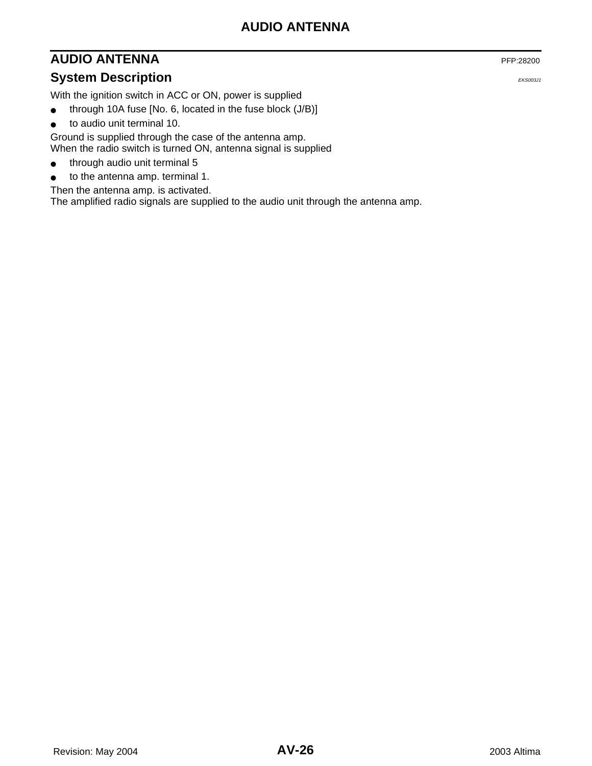# AUDIO ANTENNA

PFP:28200

## System Description

EKS003J1

With the ignition switch in ACC or ON, power is supplied

- through 10A fuse [No. 6, located in the fuse block (J/B)]
- to audio unit terminal 10.

Ground is supplied through the case of the antenna amp.
When the radio switch is turned ON, antenna signal is supplied

- through audio unit terminal 5
- to the antenna amp. terminal 1.

Then the antenna amp. is activated.
The amplified radio signals are supplied to the audio unit through the antenna amp.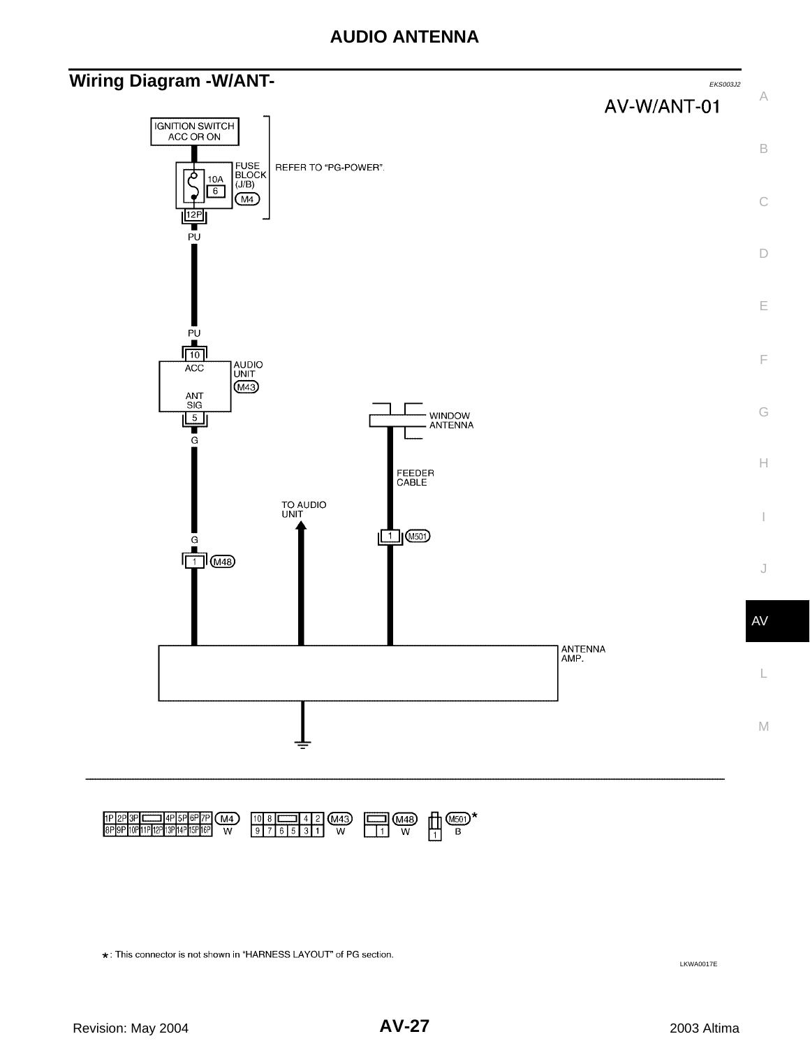## Wiring Diagram -W/ANT-

EKS003J2

AV-W/ANT-01

IGNITION SWITCH ACC OR ON

FUSE BLOCK (J/B) 10A 6 M4 12P

REFER TO "PG-POWER".

PU

PU

10 ACC

AUDIO UNIT M43

ANT SIG 5

G

WINDOW ANTENNA

FEEDER CABLE

TO AUDIO UNIT

G

1 M48

1 M501

ANTENNA AMP.

M4 W — 1P 2P 3P 4P 5P 6P 7P / 8P 9P 10P 11P 12P 13P 14P 15P 16P

M43 W — 10 8 4 2 / 9 7 6 5 3 1

M48 W — 1

M501 * B — 1

*: This connector is not shown in "HARNESS LAYOUT" of PG section.

LKWA0017E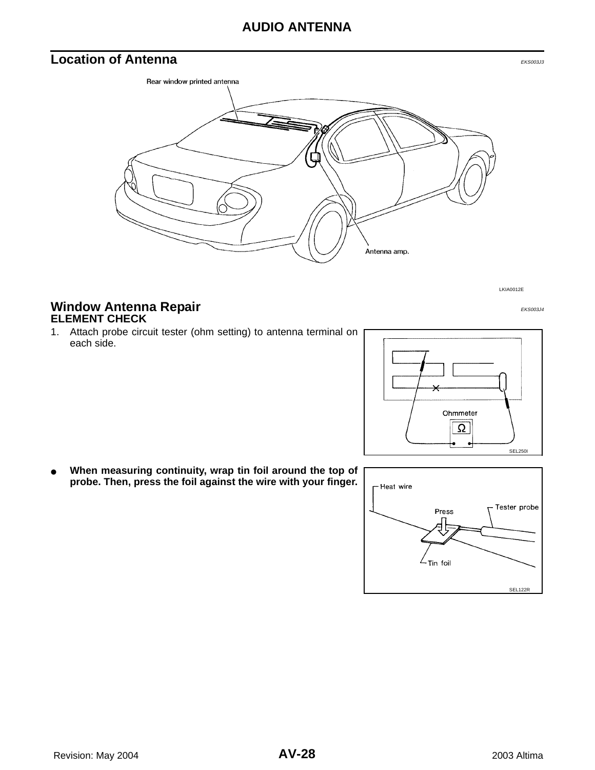## Location of Antenna

EKS003J3

LKIA0012E

## Window Antenna Repair

EKS003J4

### ELEMENT CHECK

1. Attach probe circuit tester (ohm setting) to antenna terminal on each side.

SEL250I

- **When measuring continuity, wrap tin foil around the top of probe. Then, press the foil against the wire with your finger.**

SEL122R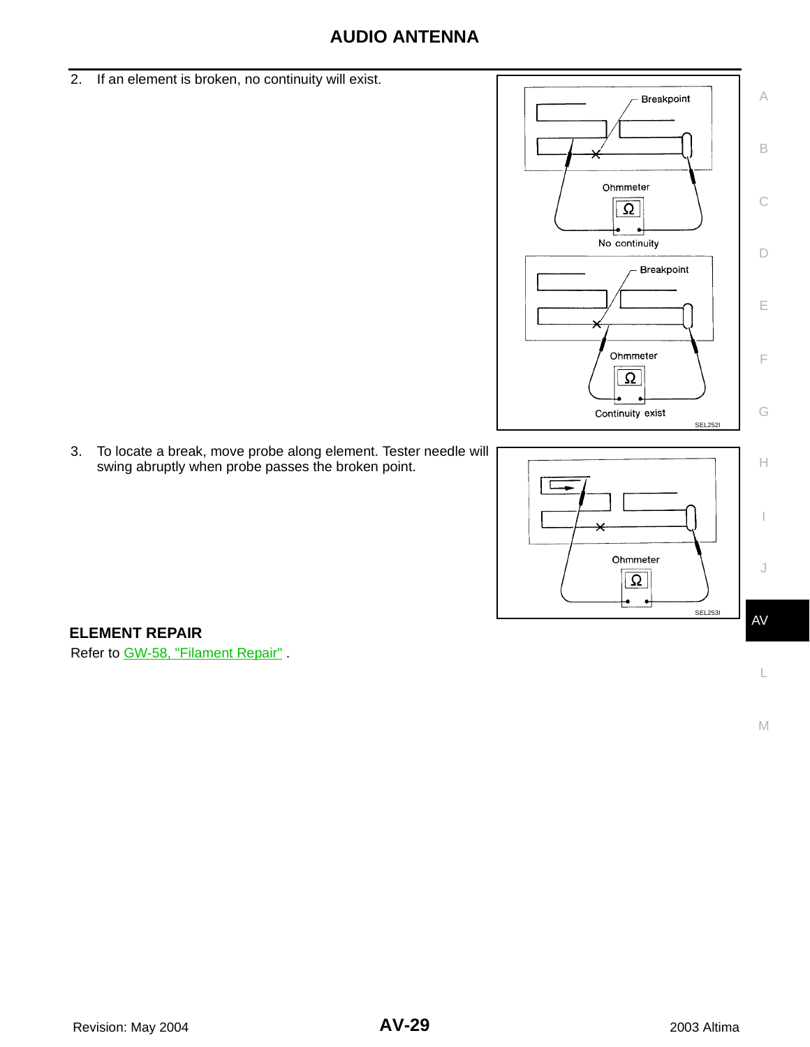2. If an element is broken, no continuity will exist.

Breakpoint

Ohmmeter

No continuity

Breakpoint

Ohmmeter

Continuity exist

SEL252I

3. To locate a break, move probe along element. Tester needle will swing abruptly when probe passes the broken point.

Ohmmeter

SEL253I

## ELEMENT REPAIR

Refer to GW-58, "Filament Repair" .